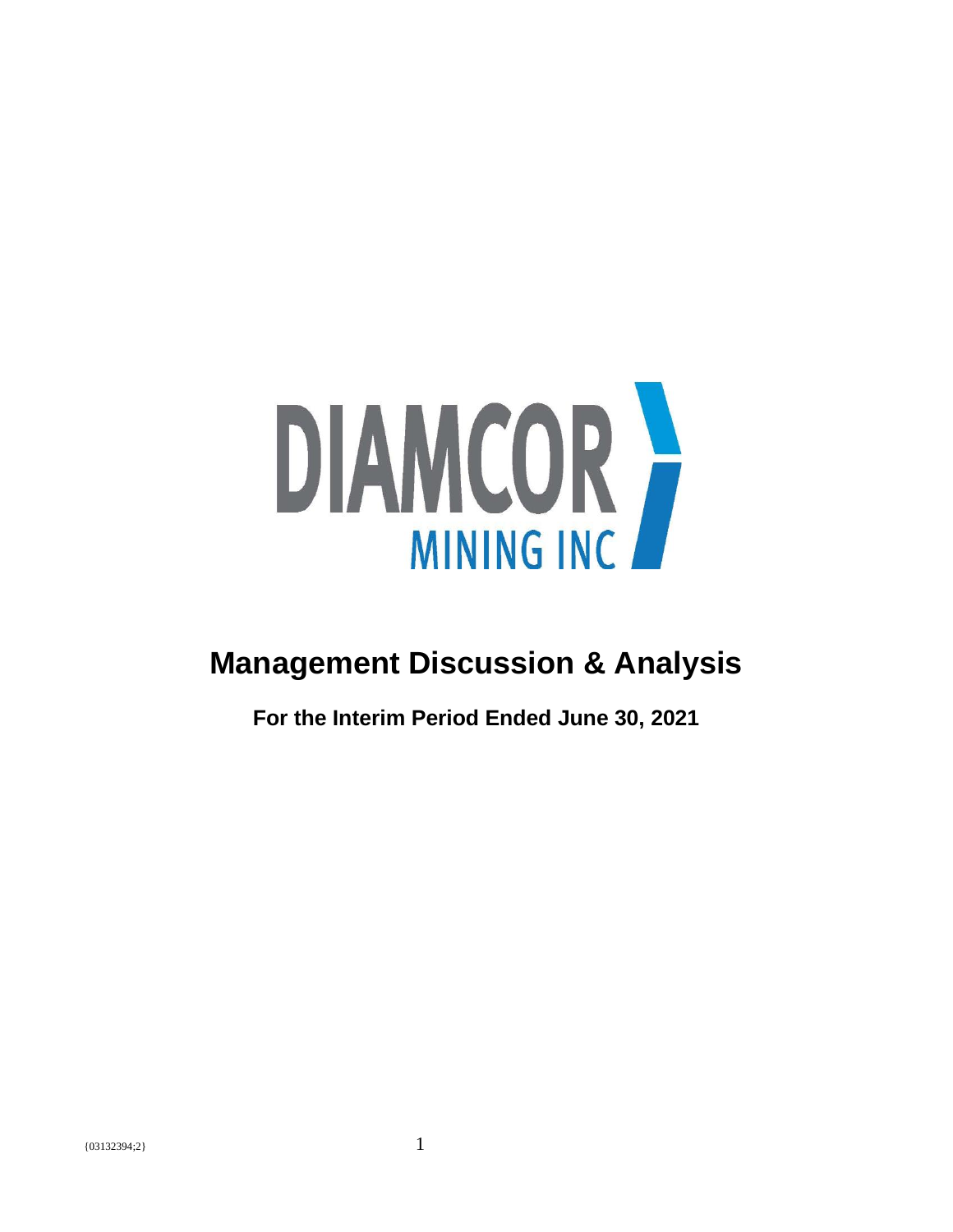DIAMCOR MINING INC

# Management Discussion & Analysis

## For the Interim Period Ended June 30, 2021

{03132394;2}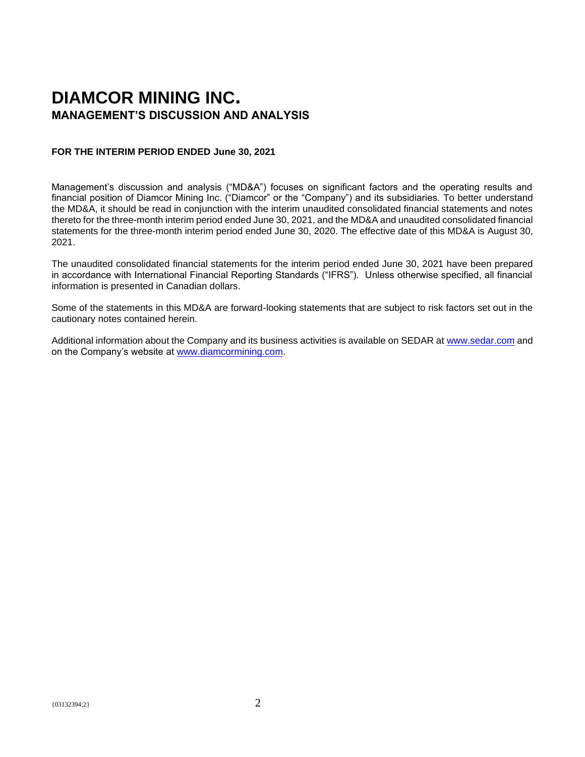# DIAMCOR MINING INC.

## MANAGEMENT'S DISCUSSION AND ANALYSIS

**FOR THE INTERIM PERIOD ENDED June 30, 2021**

Management's discussion and analysis ("MD&A") focuses on significant factors and the operating results and financial position of Diamcor Mining Inc. ("Diamcor" or the "Company") and its subsidiaries. To better understand the MD&A, it should be read in conjunction with the interim unaudited consolidated financial statements and notes thereto for the three-month interim period ended June 30, 2021, and the MD&A and unaudited consolidated financial statements for the three-month interim period ended June 30, 2020. The effective date of this MD&A is August 30, 2021.

The unaudited consolidated financial statements for the interim period ended June 30, 2021 have been prepared in accordance with International Financial Reporting Standards ("IFRS"). Unless otherwise specified, all financial information is presented in Canadian dollars.

Some of the statements in this MD&A are forward-looking statements that are subject to risk factors set out in the cautionary notes contained herein.

Additional information about the Company and its business activities is available on SEDAR at www.sedar.com and on the Company's website at www.diamcormining.com.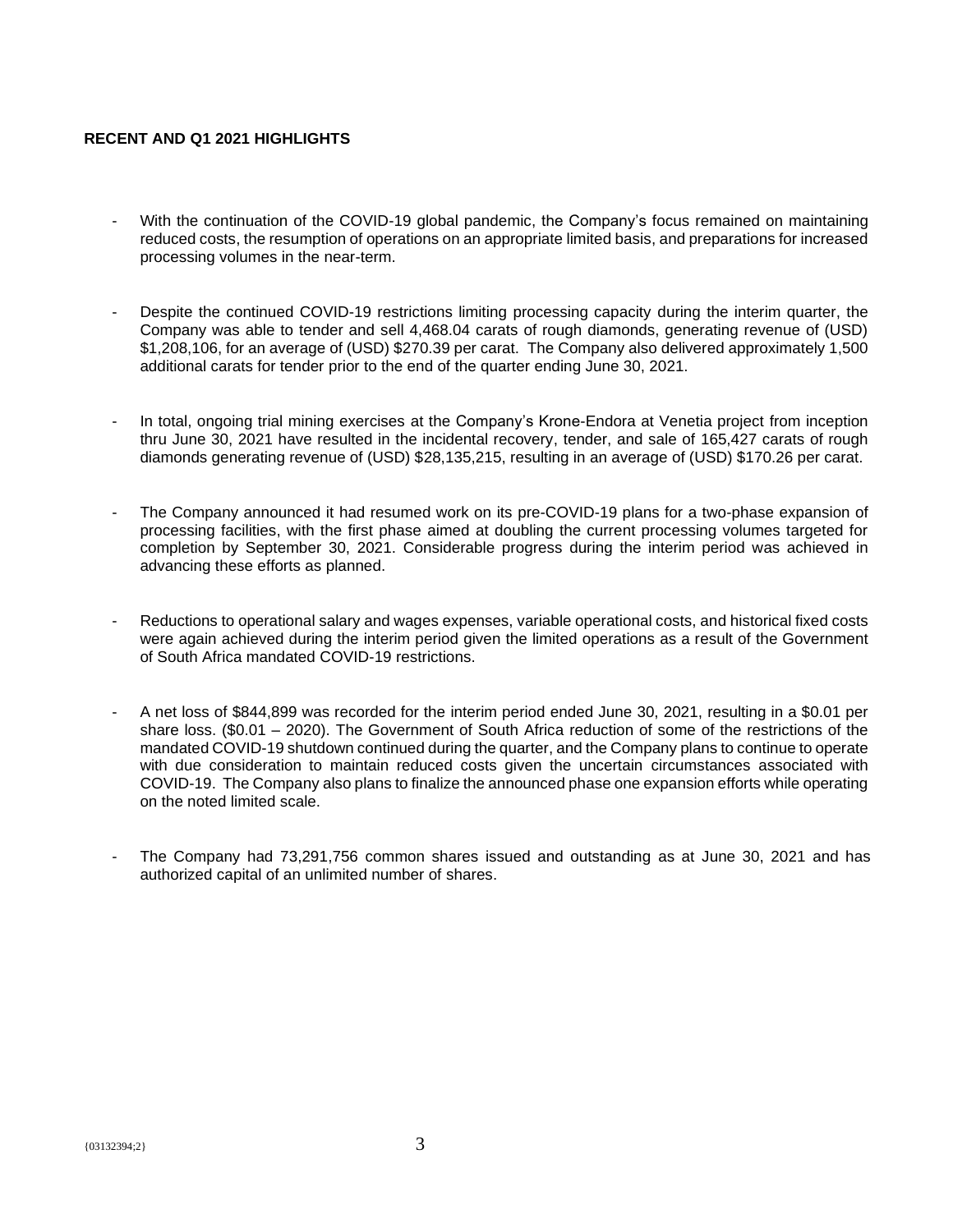**RECENT AND Q1 2021 HIGHLIGHTS**

- With the continuation of the COVID-19 global pandemic, the Company's focus remained on maintaining reduced costs, the resumption of operations on an appropriate limited basis, and preparations for increased processing volumes in the near-term.

- Despite the continued COVID-19 restrictions limiting processing capacity during the interim quarter, the Company was able to tender and sell 4,468.04 carats of rough diamonds, generating revenue of (USD) $1,208,106, for an average of (USD) $270.39 per carat. The Company also delivered approximately 1,500 additional carats for tender prior to the end of the quarter ending June 30, 2021.

- In total, ongoing trial mining exercises at the Company's Krone-Endora at Venetia project from inception thru June 30, 2021 have resulted in the incidental recovery, tender, and sale of 165,427 carats of rough diamonds generating revenue of (USD) $28,135,215, resulting in an average of (USD) $170.26 per carat.

- The Company announced it had resumed work on its pre-COVID-19 plans for a two-phase expansion of processing facilities, with the first phase aimed at doubling the current processing volumes targeted for completion by September 30, 2021. Considerable progress during the interim period was achieved in advancing these efforts as planned.

- Reductions to operational salary and wages expenses, variable operational costs, and historical fixed costs were again achieved during the interim period given the limited operations as a result of the Government of South Africa mandated COVID-19 restrictions.

- A net loss of $844,899 was recorded for the interim period ended June 30, 2021, resulting in a $0.01 per share loss. ($0.01 – 2020). The Government of South Africa reduction of some of the restrictions of the mandated COVID-19 shutdown continued during the quarter, and the Company plans to continue to operate with due consideration to maintain reduced costs given the uncertain circumstances associated with COVID-19. The Company also plans to finalize the announced phase one expansion efforts while operating on the noted limited scale.

- The Company had 73,291,756 common shares issued and outstanding as at June 30, 2021 and has authorized capital of an unlimited number of shares.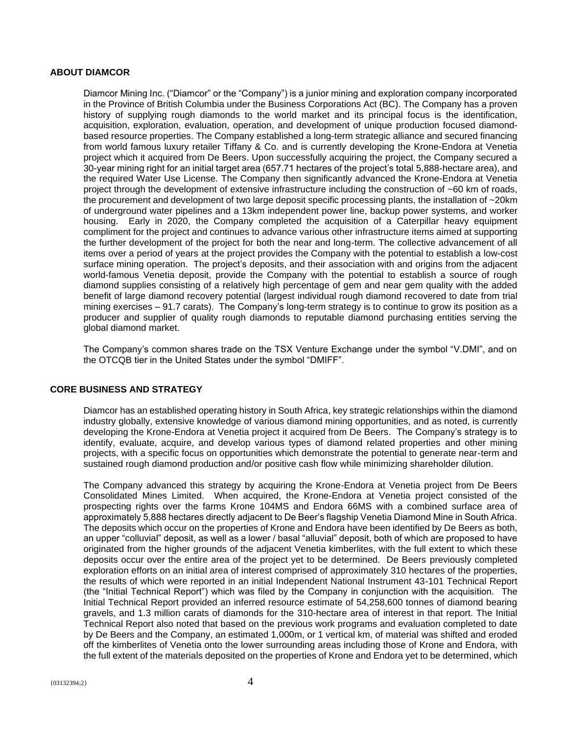## ABOUT DIAMCOR

Diamcor Mining Inc. ("Diamcor" or the "Company") is a junior mining and exploration company incorporated in the Province of British Columbia under the Business Corporations Act (BC). The Company has a proven history of supplying rough diamonds to the world market and its principal focus is the identification, acquisition, exploration, evaluation, operation, and development of unique production focused diamond-based resource properties. The Company established a long-term strategic alliance and secured financing from world famous luxury retailer Tiffany & Co. and is currently developing the Krone-Endora at Venetia project which it acquired from De Beers. Upon successfully acquiring the project, the Company secured a 30-year mining right for an initial target area (657.71 hectares of the project's total 5,888-hectare area), and the required Water Use License. The Company then significantly advanced the Krone-Endora at Venetia project through the development of extensive infrastructure including the construction of ~60 km of roads, the procurement and development of two large deposit specific processing plants, the installation of ~20km of underground water pipelines and a 13km independent power line, backup power systems, and worker housing. Early in 2020, the Company completed the acquisition of a Caterpillar heavy equipment compliment for the project and continues to advance various other infrastructure items aimed at supporting the further development of the project for both the near and long-term. The collective advancement of all items over a period of years at the project provides the Company with the potential to establish a low-cost surface mining operation. The project's deposits, and their association with and origins from the adjacent world-famous Venetia deposit, provide the Company with the potential to establish a source of rough diamond supplies consisting of a relatively high percentage of gem and near gem quality with the added benefit of large diamond recovery potential (largest individual rough diamond recovered to date from trial mining exercises – 91.7 carats). The Company's long-term strategy is to continue to grow its position as a producer and supplier of quality rough diamonds to reputable diamond purchasing entities serving the global diamond market.

The Company's common shares trade on the TSX Venture Exchange under the symbol "V.DMI", and on the OTCQB tier in the United States under the symbol "DMIFF".

## CORE BUSINESS AND STRATEGY

Diamcor has an established operating history in South Africa, key strategic relationships within the diamond industry globally, extensive knowledge of various diamond mining opportunities, and as noted, is currently developing the Krone-Endora at Venetia project it acquired from De Beers. The Company's strategy is to identify, evaluate, acquire, and develop various types of diamond related properties and other mining projects, with a specific focus on opportunities which demonstrate the potential to generate near-term and sustained rough diamond production and/or positive cash flow while minimizing shareholder dilution.

The Company advanced this strategy by acquiring the Krone-Endora at Venetia project from De Beers Consolidated Mines Limited. When acquired, the Krone-Endora at Venetia project consisted of the prospecting rights over the farms Krone 104MS and Endora 66MS with a combined surface area of approximately 5,888 hectares directly adjacent to De Beer's flagship Venetia Diamond Mine in South Africa. The deposits which occur on the properties of Krone and Endora have been identified by De Beers as both, an upper "colluvial" deposit, as well as a lower / basal "alluvial" deposit, both of which are proposed to have originated from the higher grounds of the adjacent Venetia kimberlites, with the full extent to which these deposits occur over the entire area of the project yet to be determined. De Beers previously completed exploration efforts on an initial area of interest comprised of approximately 310 hectares of the properties, the results of which were reported in an initial Independent National Instrument 43-101 Technical Report (the "Initial Technical Report") which was filed by the Company in conjunction with the acquisition. The Initial Technical Report provided an inferred resource estimate of 54,258,600 tonnes of diamond bearing gravels, and 1.3 million carats of diamonds for the 310-hectare area of interest in that report. The Initial Technical Report also noted that based on the previous work programs and evaluation completed to date by De Beers and the Company, an estimated 1,000m, or 1 vertical km, of material was shifted and eroded off the kimberlites of Venetia onto the lower surrounding areas including those of Krone and Endora, with the full extent of the materials deposited on the properties of Krone and Endora yet to be determined, which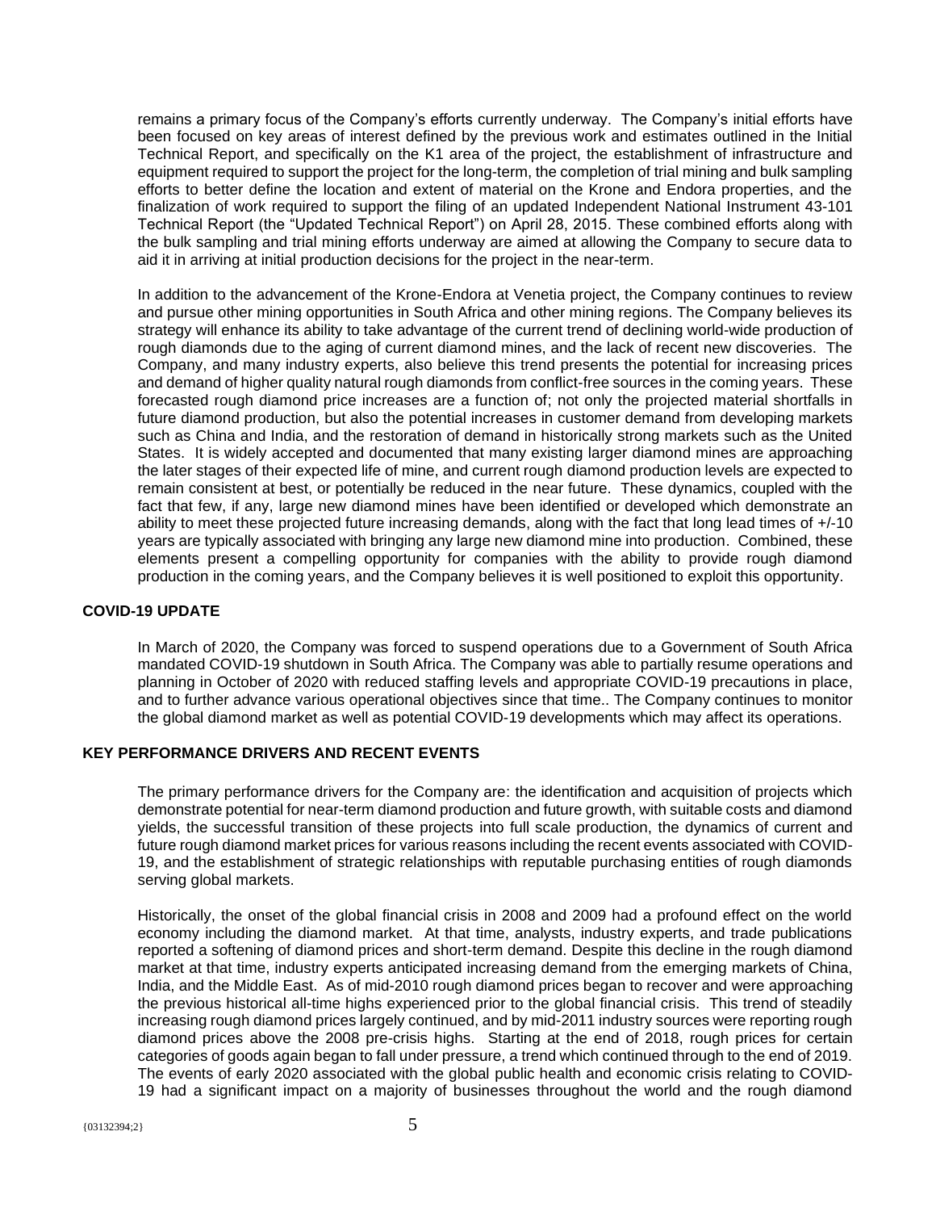remains a primary focus of the Company's efforts currently underway. The Company's initial efforts have been focused on key areas of interest defined by the previous work and estimates outlined in the Initial Technical Report, and specifically on the K1 area of the project, the establishment of infrastructure and equipment required to support the project for the long-term, the completion of trial mining and bulk sampling efforts to better define the location and extent of material on the Krone and Endora properties, and the finalization of work required to support the filing of an updated Independent National Instrument 43-101 Technical Report (the "Updated Technical Report") on April 28, 2015. These combined efforts along with the bulk sampling and trial mining efforts underway are aimed at allowing the Company to secure data to aid it in arriving at initial production decisions for the project in the near-term.

In addition to the advancement of the Krone-Endora at Venetia project, the Company continues to review and pursue other mining opportunities in South Africa and other mining regions. The Company believes its strategy will enhance its ability to take advantage of the current trend of declining world-wide production of rough diamonds due to the aging of current diamond mines, and the lack of recent new discoveries. The Company, and many industry experts, also believe this trend presents the potential for increasing prices and demand of higher quality natural rough diamonds from conflict-free sources in the coming years. These forecasted rough diamond price increases are a function of; not only the projected material shortfalls in future diamond production, but also the potential increases in customer demand from developing markets such as China and India, and the restoration of demand in historically strong markets such as the United States. It is widely accepted and documented that many existing larger diamond mines are approaching the later stages of their expected life of mine, and current rough diamond production levels are expected to remain consistent at best, or potentially be reduced in the near future. These dynamics, coupled with the fact that few, if any, large new diamond mines have been identified or developed which demonstrate an ability to meet these projected future increasing demands, along with the fact that long lead times of +/-10 years are typically associated with bringing any large new diamond mine into production. Combined, these elements present a compelling opportunity for companies with the ability to provide rough diamond production in the coming years, and the Company believes it is well positioned to exploit this opportunity.

## COVID-19 UPDATE

In March of 2020, the Company was forced to suspend operations due to a Government of South Africa mandated COVID-19 shutdown in South Africa. The Company was able to partially resume operations and planning in October of 2020 with reduced staffing levels and appropriate COVID-19 precautions in place, and to further advance various operational objectives since that time.. The Company continues to monitor the global diamond market as well as potential COVID-19 developments which may affect its operations.

## KEY PERFORMANCE DRIVERS AND RECENT EVENTS

The primary performance drivers for the Company are: the identification and acquisition of projects which demonstrate potential for near-term diamond production and future growth, with suitable costs and diamond yields, the successful transition of these projects into full scale production, the dynamics of current and future rough diamond market prices for various reasons including the recent events associated with COVID-19, and the establishment of strategic relationships with reputable purchasing entities of rough diamonds serving global markets.

Historically, the onset of the global financial crisis in 2008 and 2009 had a profound effect on the world economy including the diamond market. At that time, analysts, industry experts, and trade publications reported a softening of diamond prices and short-term demand. Despite this decline in the rough diamond market at that time, industry experts anticipated increasing demand from the emerging markets of China, India, and the Middle East. As of mid-2010 rough diamond prices began to recover and were approaching the previous historical all-time highs experienced prior to the global financial crisis. This trend of steadily increasing rough diamond prices largely continued, and by mid-2011 industry sources were reporting rough diamond prices above the 2008 pre-crisis highs. Starting at the end of 2018, rough prices for certain categories of goods again began to fall under pressure, a trend which continued through to the end of 2019. The events of early 2020 associated with the global public health and economic crisis relating to COVID-19 had a significant impact on a majority of businesses throughout the world and the rough diamond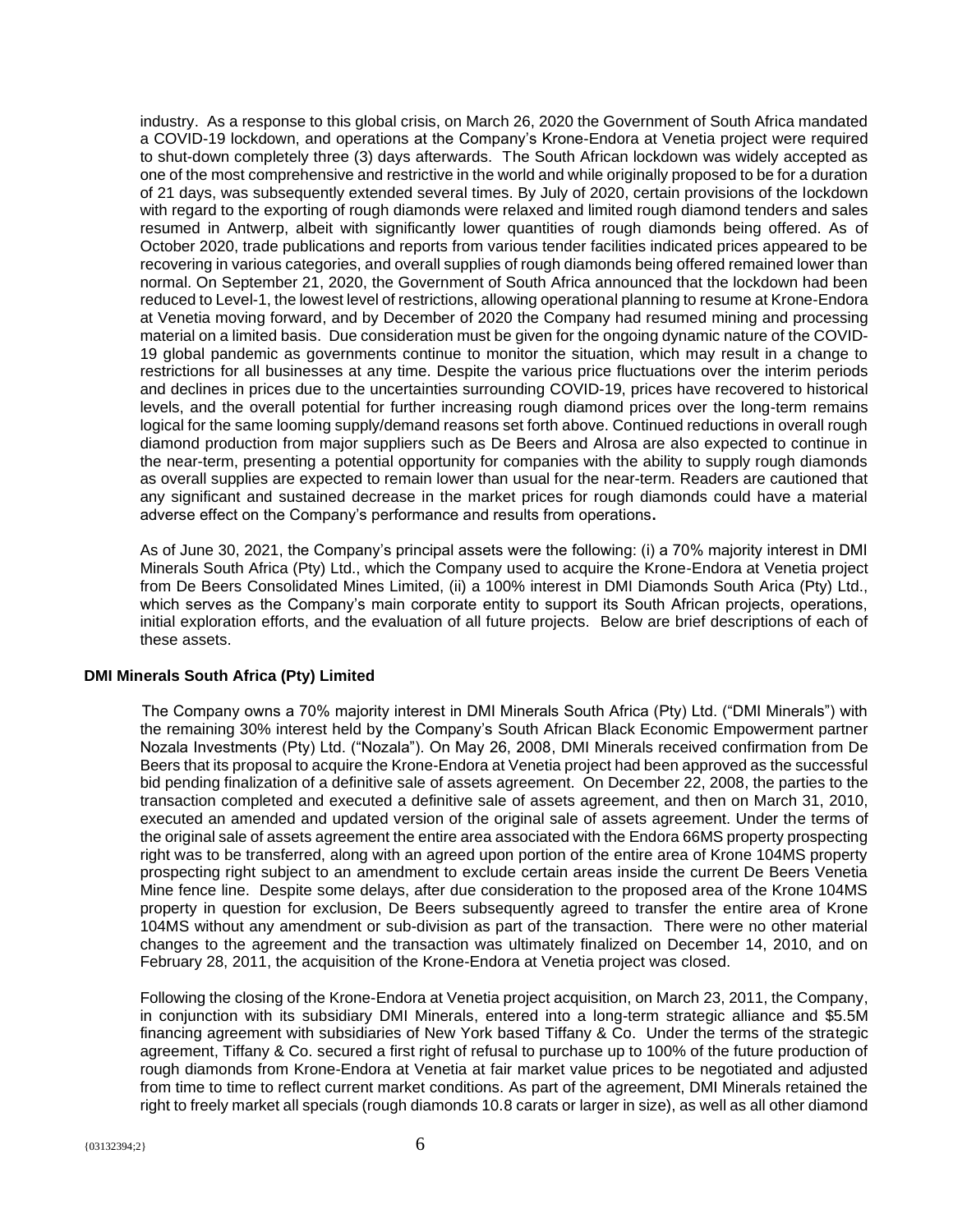industry. As a response to this global crisis, on March 26, 2020 the Government of South Africa mandated a COVID-19 lockdown, and operations at the Company's Krone-Endora at Venetia project were required to shut-down completely three (3) days afterwards. The South African lockdown was widely accepted as one of the most comprehensive and restrictive in the world and while originally proposed to be for a duration of 21 days, was subsequently extended several times. By July of 2020, certain provisions of the lockdown with regard to the exporting of rough diamonds were relaxed and limited rough diamond tenders and sales resumed in Antwerp, albeit with significantly lower quantities of rough diamonds being offered. As of October 2020, trade publications and reports from various tender facilities indicated prices appeared to be recovering in various categories, and overall supplies of rough diamonds being offered remained lower than normal. On September 21, 2020, the Government of South Africa announced that the lockdown had been reduced to Level-1, the lowest level of restrictions, allowing operational planning to resume at Krone-Endora at Venetia moving forward, and by December of 2020 the Company had resumed mining and processing material on a limited basis. Due consideration must be given for the ongoing dynamic nature of the COVID-19 global pandemic as governments continue to monitor the situation, which may result in a change to restrictions for all businesses at any time. Despite the various price fluctuations over the interim periods and declines in prices due to the uncertainties surrounding COVID-19, prices have recovered to historical levels, and the overall potential for further increasing rough diamond prices over the long-term remains logical for the same looming supply/demand reasons set forth above. Continued reductions in overall rough diamond production from major suppliers such as De Beers and Alrosa are also expected to continue in the near-term, presenting a potential opportunity for companies with the ability to supply rough diamonds as overall supplies are expected to remain lower than usual for the near-term. Readers are cautioned that any significant and sustained decrease in the market prices for rough diamonds could have a material adverse effect on the Company's performance and results from operations**.**

As of June 30, 2021, the Company's principal assets were the following: (i) a 70% majority interest in DMI Minerals South Africa (Pty) Ltd., which the Company used to acquire the Krone-Endora at Venetia project from De Beers Consolidated Mines Limited, (ii) a 100% interest in DMI Diamonds South Arica (Pty) Ltd., which serves as the Company's main corporate entity to support its South African projects, operations, initial exploration efforts, and the evaluation of all future projects. Below are brief descriptions of each of these assets.

**DMI Minerals South Africa (Pty) Limited**

The Company owns a 70% majority interest in DMI Minerals South Africa (Pty) Ltd. ("DMI Minerals") with the remaining 30% interest held by the Company's South African Black Economic Empowerment partner Nozala Investments (Pty) Ltd. ("Nozala"). On May 26, 2008, DMI Minerals received confirmation from De Beers that its proposal to acquire the Krone-Endora at Venetia project had been approved as the successful bid pending finalization of a definitive sale of assets agreement. On December 22, 2008, the parties to the transaction completed and executed a definitive sale of assets agreement, and then on March 31, 2010, executed an amended and updated version of the original sale of assets agreement. Under the terms of the original sale of assets agreement the entire area associated with the Endora 66MS property prospecting right was to be transferred, along with an agreed upon portion of the entire area of Krone 104MS property prospecting right subject to an amendment to exclude certain areas inside the current De Beers Venetia Mine fence line. Despite some delays, after due consideration to the proposed area of the Krone 104MS property in question for exclusion, De Beers subsequently agreed to transfer the entire area of Krone 104MS without any amendment or sub-division as part of the transaction. There were no other material changes to the agreement and the transaction was ultimately finalized on December 14, 2010, and on February 28, 2011, the acquisition of the Krone-Endora at Venetia project was closed.

Following the closing of the Krone-Endora at Venetia project acquisition, on March 23, 2011, the Company, in conjunction with its subsidiary DMI Minerals, entered into a long-term strategic alliance and $5.5M financing agreement with subsidiaries of New York based Tiffany & Co. Under the terms of the strategic agreement, Tiffany & Co. secured a first right of refusal to purchase up to 100% of the future production of rough diamonds from Krone-Endora at Venetia at fair market value prices to be negotiated and adjusted from time to time to reflect current market conditions. As part of the agreement, DMI Minerals retained the right to freely market all specials (rough diamonds 10.8 carats or larger in size), as well as all other diamond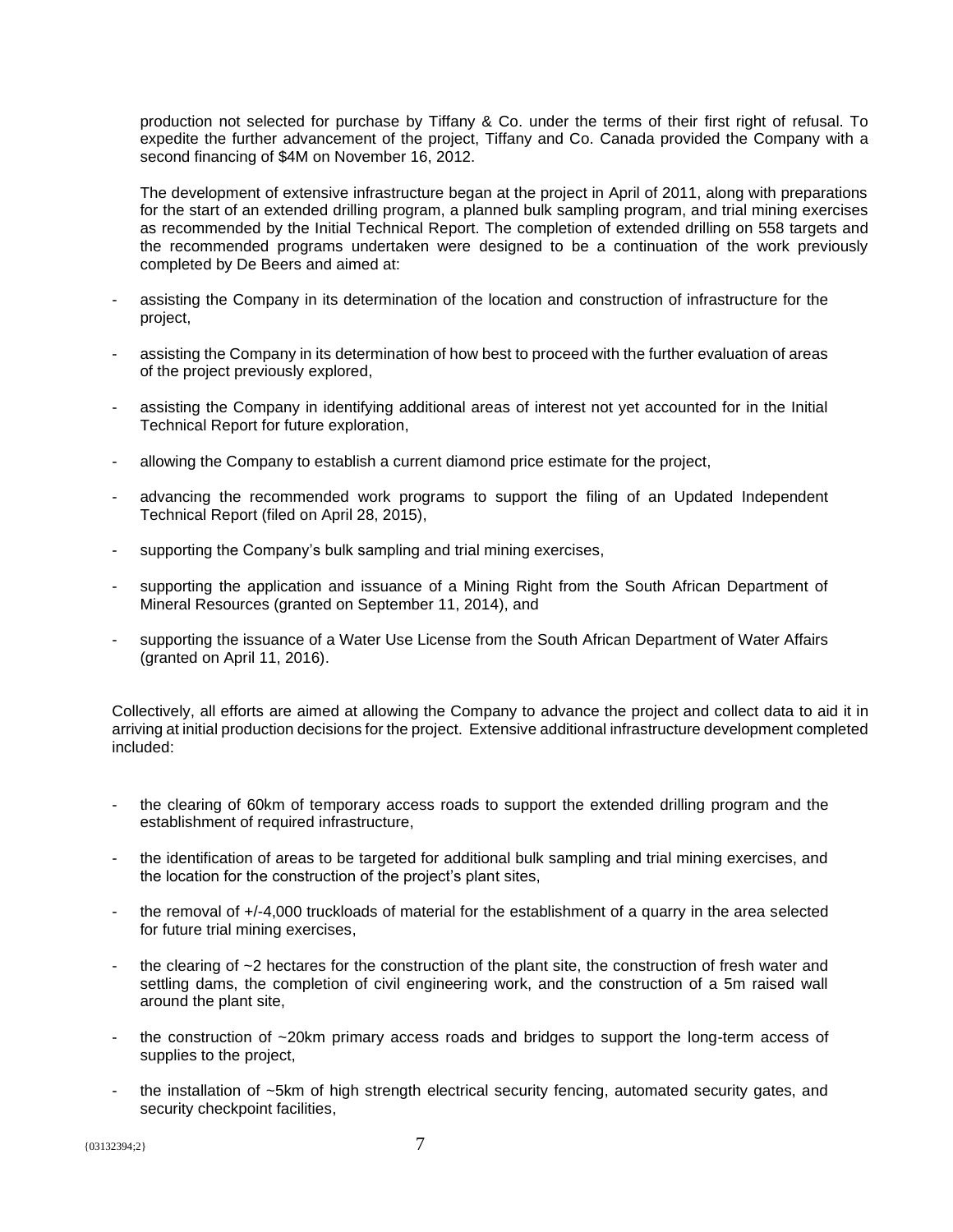production not selected for purchase by Tiffany & Co. under the terms of their first right of refusal. To expedite the further advancement of the project, Tiffany and Co. Canada provided the Company with a second financing of $4M on November 16, 2012.

The development of extensive infrastructure began at the project in April of 2011, along with preparations for the start of an extended drilling program, a planned bulk sampling program, and trial mining exercises as recommended by the Initial Technical Report. The completion of extended drilling on 558 targets and the recommended programs undertaken were designed to be a continuation of the work previously completed by De Beers and aimed at:

- assisting the Company in its determination of the location and construction of infrastructure for the project,
- assisting the Company in its determination of how best to proceed with the further evaluation of areas of the project previously explored,
- assisting the Company in identifying additional areas of interest not yet accounted for in the Initial Technical Report for future exploration,
- allowing the Company to establish a current diamond price estimate for the project,
- advancing the recommended work programs to support the filing of an Updated Independent Technical Report (filed on April 28, 2015),
- supporting the Company's bulk sampling and trial mining exercises,
- supporting the application and issuance of a Mining Right from the South African Department of Mineral Resources (granted on September 11, 2014), and
- supporting the issuance of a Water Use License from the South African Department of Water Affairs (granted on April 11, 2016).

Collectively, all efforts are aimed at allowing the Company to advance the project and collect data to aid it in arriving at initial production decisions for the project. Extensive additional infrastructure development completed included:

- the clearing of 60km of temporary access roads to support the extended drilling program and the establishment of required infrastructure,
- the identification of areas to be targeted for additional bulk sampling and trial mining exercises, and the location for the construction of the project's plant sites,
- the removal of +/-4,000 truckloads of material for the establishment of a quarry in the area selected for future trial mining exercises,
- the clearing of ~2 hectares for the construction of the plant site, the construction of fresh water and settling dams, the completion of civil engineering work, and the construction of a 5m raised wall around the plant site,
- the construction of ~20km primary access roads and bridges to support the long-term access of supplies to the project,
- the installation of ~5km of high strength electrical security fencing, automated security gates, and security checkpoint facilities,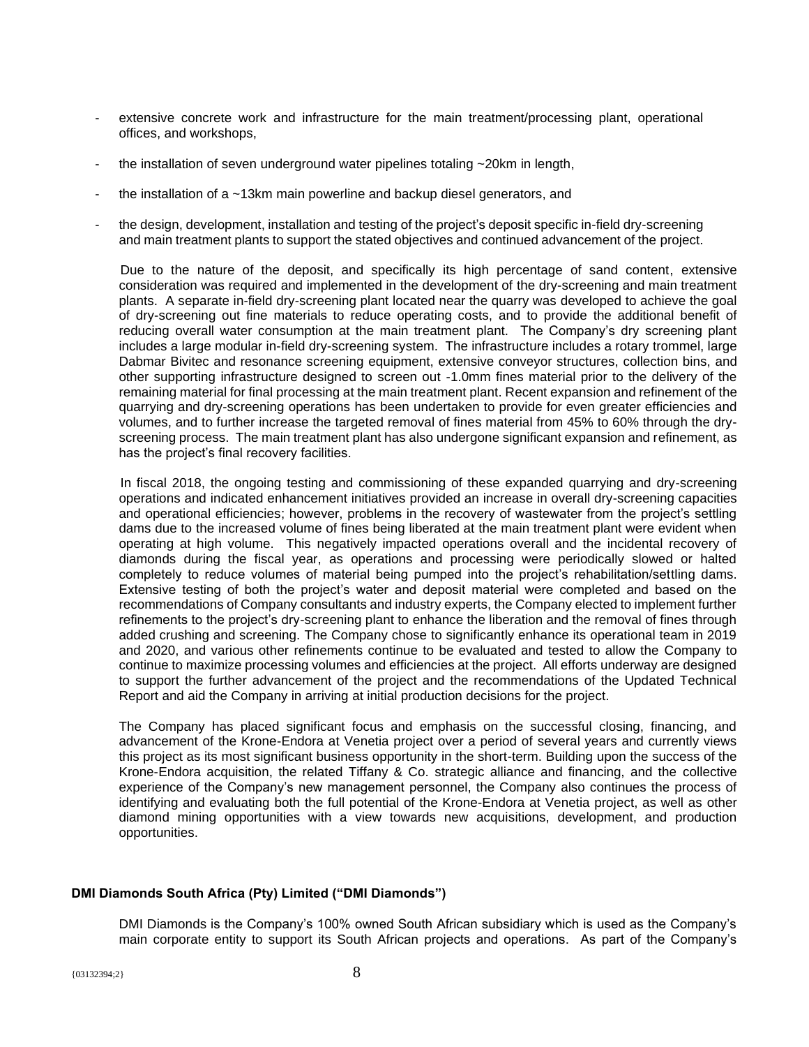- extensive concrete work and infrastructure for the main treatment/processing plant, operational offices, and workshops,

- the installation of seven underground water pipelines totaling ~20km in length,

- the installation of a ~13km main powerline and backup diesel generators, and

- the design, development, installation and testing of the project's deposit specific in-field dry-screening and main treatment plants to support the stated objectives and continued advancement of the project.

Due to the nature of the deposit, and specifically its high percentage of sand content, extensive consideration was required and implemented in the development of the dry-screening and main treatment plants. A separate in-field dry-screening plant located near the quarry was developed to achieve the goal of dry-screening out fine materials to reduce operating costs, and to provide the additional benefit of reducing overall water consumption at the main treatment plant. The Company's dry screening plant includes a large modular in-field dry-screening system. The infrastructure includes a rotary trommel, large Dabmar Bivitec and resonance screening equipment, extensive conveyor structures, collection bins, and other supporting infrastructure designed to screen out -1.0mm fines material prior to the delivery of the remaining material for final processing at the main treatment plant. Recent expansion and refinement of the quarrying and dry-screening operations has been undertaken to provide for even greater efficiencies and volumes, and to further increase the targeted removal of fines material from 45% to 60% through the dry-screening process. The main treatment plant has also undergone significant expansion and refinement, as has the project's final recovery facilities.

In fiscal 2018, the ongoing testing and commissioning of these expanded quarrying and dry-screening operations and indicated enhancement initiatives provided an increase in overall dry-screening capacities and operational efficiencies; however, problems in the recovery of wastewater from the project's settling dams due to the increased volume of fines being liberated at the main treatment plant were evident when operating at high volume. This negatively impacted operations overall and the incidental recovery of diamonds during the fiscal year, as operations and processing were periodically slowed or halted completely to reduce volumes of material being pumped into the project's rehabilitation/settling dams. Extensive testing of both the project's water and deposit material were completed and based on the recommendations of Company consultants and industry experts, the Company elected to implement further refinements to the project's dry-screening plant to enhance the liberation and the removal of fines through added crushing and screening. The Company chose to significantly enhance its operational team in 2019 and 2020, and various other refinements continue to be evaluated and tested to allow the Company to continue to maximize processing volumes and efficiencies at the project. All efforts underway are designed to support the further advancement of the project and the recommendations of the Updated Technical Report and aid the Company in arriving at initial production decisions for the project.

The Company has placed significant focus and emphasis on the successful closing, financing, and advancement of the Krone-Endora at Venetia project over a period of several years and currently views this project as its most significant business opportunity in the short-term. Building upon the success of the Krone-Endora acquisition, the related Tiffany & Co. strategic alliance and financing, and the collective experience of the Company's new management personnel, the Company also continues the process of identifying and evaluating both the full potential of the Krone-Endora at Venetia project, as well as other diamond mining opportunities with a view towards new acquisitions, development, and production opportunities.

**DMI Diamonds South Africa (Pty) Limited ("DMI Diamonds")**

DMI Diamonds is the Company's 100% owned South African subsidiary which is used as the Company's main corporate entity to support its South African projects and operations. As part of the Company's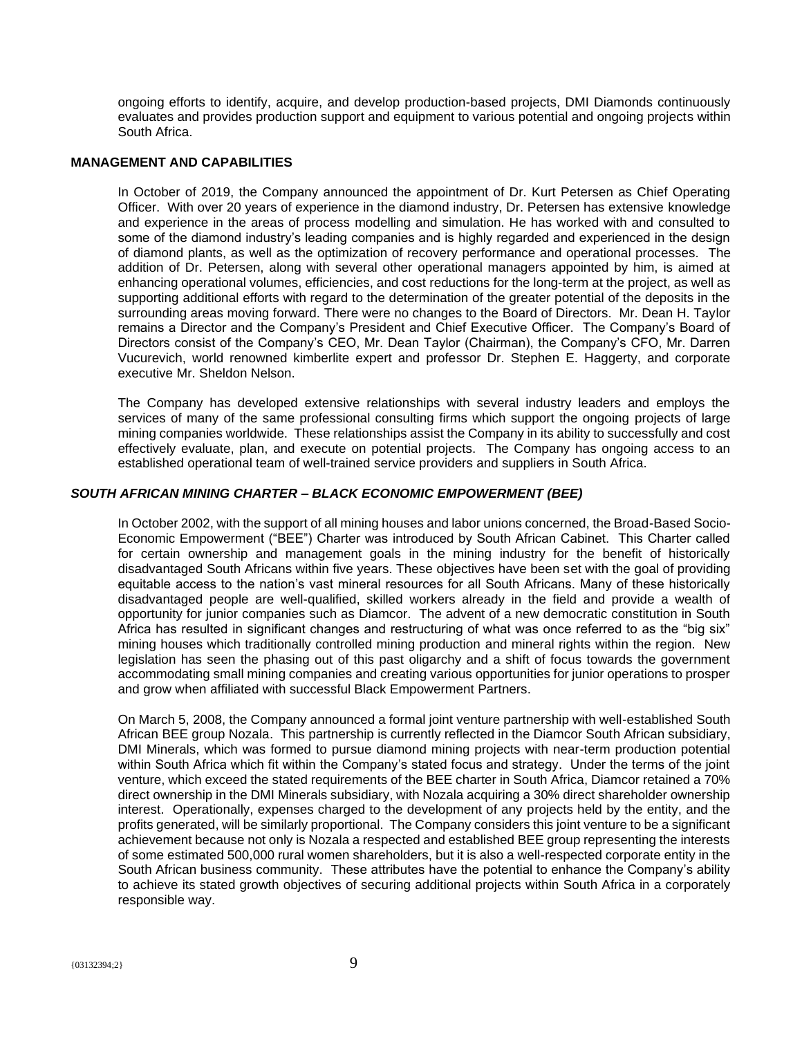ongoing efforts to identify, acquire, and develop production-based projects, DMI Diamonds continuously evaluates and provides production support and equipment to various potential and ongoing projects within South Africa.

## MANAGEMENT AND CAPABILITIES

In October of 2019, the Company announced the appointment of Dr. Kurt Petersen as Chief Operating Officer. With over 20 years of experience in the diamond industry, Dr. Petersen has extensive knowledge and experience in the areas of process modelling and simulation. He has worked with and consulted to some of the diamond industry's leading companies and is highly regarded and experienced in the design of diamond plants, as well as the optimization of recovery performance and operational processes. The addition of Dr. Petersen, along with several other operational managers appointed by him, is aimed at enhancing operational volumes, efficiencies, and cost reductions for the long-term at the project, as well as supporting additional efforts with regard to the determination of the greater potential of the deposits in the surrounding areas moving forward. There were no changes to the Board of Directors. Mr. Dean H. Taylor remains a Director and the Company's President and Chief Executive Officer. The Company's Board of Directors consist of the Company's CEO, Mr. Dean Taylor (Chairman), the Company's CFO, Mr. Darren Vucurevich, world renowned kimberlite expert and professor Dr. Stephen E. Haggerty, and corporate executive Mr. Sheldon Nelson.

The Company has developed extensive relationships with several industry leaders and employs the services of many of the same professional consulting firms which support the ongoing projects of large mining companies worldwide. These relationships assist the Company in its ability to successfully and cost effectively evaluate, plan, and execute on potential projects. The Company has ongoing access to an established operational team of well-trained service providers and suppliers in South Africa.

## *SOUTH AFRICAN MINING CHARTER – BLACK ECONOMIC EMPOWERMENT (BEE)*

In October 2002, with the support of all mining houses and labor unions concerned, the Broad-Based Socio-Economic Empowerment ("BEE") Charter was introduced by South African Cabinet. This Charter called for certain ownership and management goals in the mining industry for the benefit of historically disadvantaged South Africans within five years. These objectives have been set with the goal of providing equitable access to the nation's vast mineral resources for all South Africans. Many of these historically disadvantaged people are well-qualified, skilled workers already in the field and provide a wealth of opportunity for junior companies such as Diamcor. The advent of a new democratic constitution in South Africa has resulted in significant changes and restructuring of what was once referred to as the "big six" mining houses which traditionally controlled mining production and mineral rights within the region. New legislation has seen the phasing out of this past oligarchy and a shift of focus towards the government accommodating small mining companies and creating various opportunities for junior operations to prosper and grow when affiliated with successful Black Empowerment Partners.

On March 5, 2008, the Company announced a formal joint venture partnership with well-established South African BEE group Nozala. This partnership is currently reflected in the Diamcor South African subsidiary, DMI Minerals, which was formed to pursue diamond mining projects with near-term production potential within South Africa which fit within the Company's stated focus and strategy. Under the terms of the joint venture, which exceed the stated requirements of the BEE charter in South Africa, Diamcor retained a 70% direct ownership in the DMI Minerals subsidiary, with Nozala acquiring a 30% direct shareholder ownership interest. Operationally, expenses charged to the development of any projects held by the entity, and the profits generated, will be similarly proportional. The Company considers this joint venture to be a significant achievement because not only is Nozala a respected and established BEE group representing the interests of some estimated 500,000 rural women shareholders, but it is also a well-respected corporate entity in the South African business community. These attributes have the potential to enhance the Company's ability to achieve its stated growth objectives of securing additional projects within South Africa in a corporately responsible way.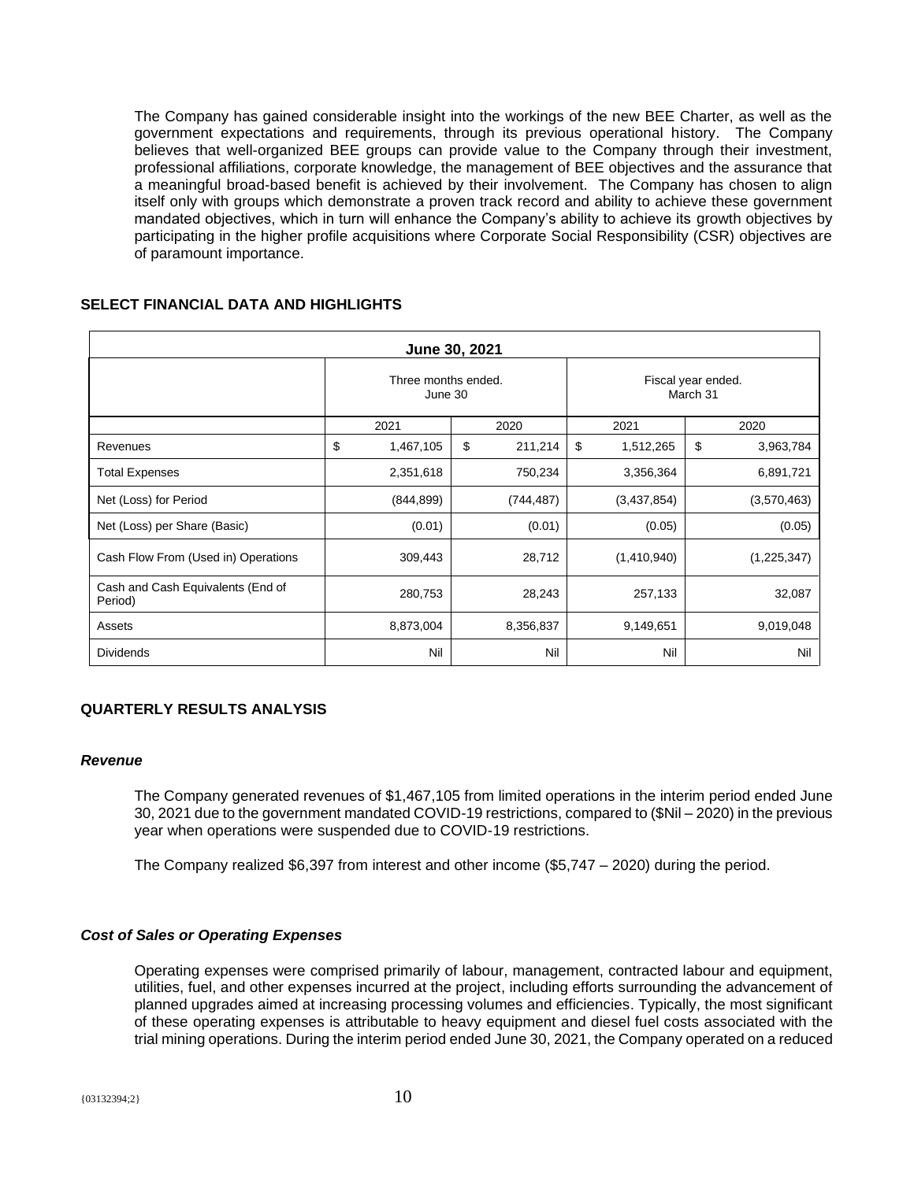The Company has gained considerable insight into the workings of the new BEE Charter, as well as the government expectations and requirements, through its previous operational history. The Company believes that well-organized BEE groups can provide value to the Company through their investment, professional affiliations, corporate knowledge, the management of BEE objectives and the assurance that a meaningful broad-based benefit is achieved by their involvement. The Company has chosen to align itself only with groups which demonstrate a proven track record and ability to achieve these government mandated objectives, which in turn will enhance the Company's ability to achieve its growth objectives by participating in the higher profile acquisitions where Corporate Social Responsibility (CSR) objectives are of paramount importance.

## SELECT FINANCIAL DATA AND HIGHLIGHTS

| June 30, 2021 | | | | |
|---|---|---|---|---|
| | Three months ended. June 30 | | Fiscal year ended. March 31 | |
| | 2021 | 2020 | 2021 | 2020 |
| Revenues | $ 1,467,105 | $ 211,214 | $ 1,512,265 | $ 3,963,784 |
| Total Expenses | 2,351,618 | 750,234 | 3,356,364 | 6,891,721 |
| Net (Loss) for Period | (844,899) | (744,487) | (3,437,854) | (3,570,463) |
| Net (Loss) per Share (Basic) | (0.01) | (0.01) | (0.05) | (0.05) |
| Cash Flow From (Used in) Operations | 309,443 | 28,712 | (1,410,940) | (1,225,347) |
| Cash and Cash Equivalents (End of Period) | 280,753 | 28,243 | 257,133 | 32,087 |
| Assets | 8,873,004 | 8,356,837 | 9,149,651 | 9,019,048 |
| Dividends | Nil | Nil | Nil | Nil |

## QUARTERLY RESULTS ANALYSIS

### *Revenue*

The Company generated revenues of $1,467,105 from limited operations in the interim period ended June 30, 2021 due to the government mandated COVID-19 restrictions, compared to ($Nil – 2020) in the previous year when operations were suspended due to COVID-19 restrictions.

The Company realized $6,397 from interest and other income ($5,747 – 2020) during the period.

### *Cost of Sales or Operating Expenses*

Operating expenses were comprised primarily of labour, management, contracted labour and equipment, utilities, fuel, and other expenses incurred at the project, including efforts surrounding the advancement of planned upgrades aimed at increasing processing volumes and efficiencies. Typically, the most significant of these operating expenses is attributable to heavy equipment and diesel fuel costs associated with the trial mining operations. During the interim period ended June 30, 2021, the Company operated on a reduced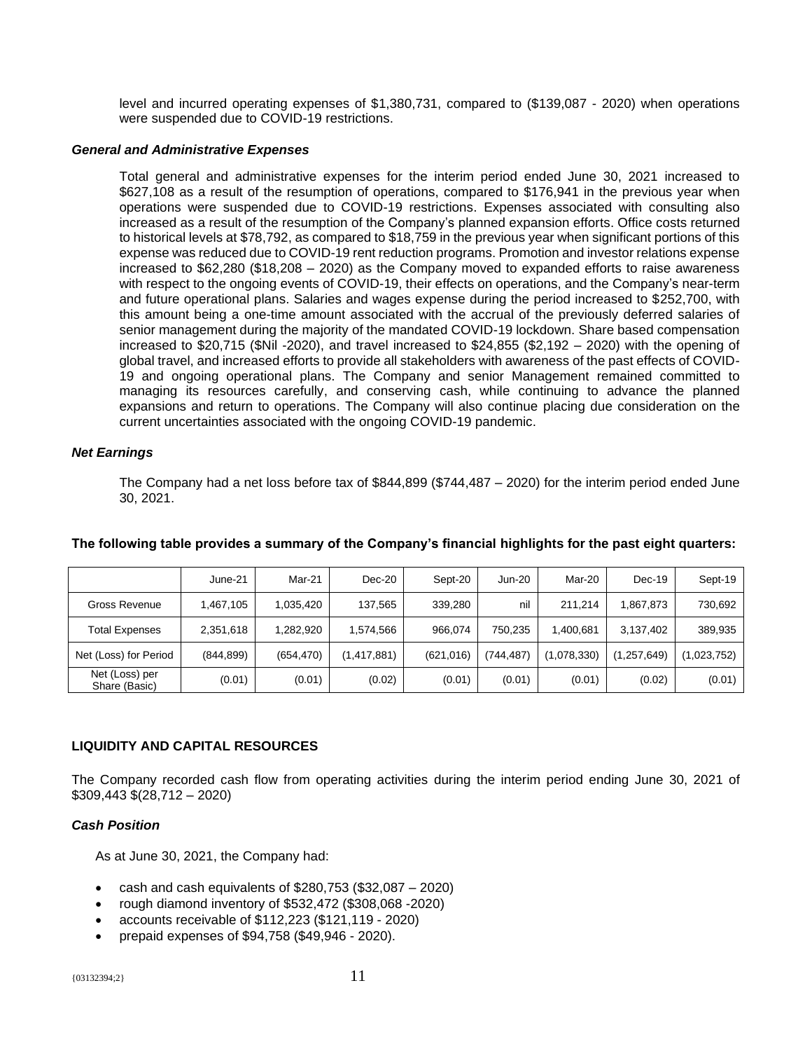level and incurred operating expenses of $1,380,731, compared to ($139,087 - 2020) when operations were suspended due to COVID-19 restrictions.

### *General and Administrative Expenses*

Total general and administrative expenses for the interim period ended June 30, 2021 increased to $627,108 as a result of the resumption of operations, compared to $176,941 in the previous year when operations were suspended due to COVID-19 restrictions. Expenses associated with consulting also increased as a result of the resumption of the Company's planned expansion efforts. Office costs returned to historical levels at $78,792, as compared to $18,759 in the previous year when significant portions of this expense was reduced due to COVID-19 rent reduction programs. Promotion and investor relations expense increased to $62,280 ($18,208 – 2020) as the Company moved to expanded efforts to raise awareness with respect to the ongoing events of COVID-19, their effects on operations, and the Company's near-term and future operational plans. Salaries and wages expense during the period increased to $252,700, with this amount being a one-time amount associated with the accrual of the previously deferred salaries of senior management during the majority of the mandated COVID-19 lockdown. Share based compensation increased to $20,715 ($Nil -2020), and travel increased to $24,855 ($2,192 – 2020) with the opening of global travel, and increased efforts to provide all stakeholders with awareness of the past effects of COVID-19 and ongoing operational plans. The Company and senior Management remained committed to managing its resources carefully, and conserving cash, while continuing to advance the planned expansions and return to operations. The Company will also continue placing due consideration on the current uncertainties associated with the ongoing COVID-19 pandemic.

### *Net Earnings*

The Company had a net loss before tax of $844,899 ($744,487 – 2020) for the interim period ended June 30, 2021.

**The following table provides a summary of the Company's financial highlights for the past eight quarters:**

| | June-21 | Mar-21 | Dec-20 | Sept-20 | Jun-20 | Mar-20 | Dec-19 | Sept-19 |
|---|---|---|---|---|---|---|---|---|
| Gross Revenue | 1,467,105 | 1,035,420 | 137,565 | 339,280 | nil | 211,214 | 1,867,873 | 730,692 |
| Total Expenses | 2,351,618 | 1,282,920 | 1,574,566 | 966,074 | 750,235 | 1,400,681 | 3,137,402 | 389,935 |
| Net (Loss) for Period | (844,899) | (654,470) | (1,417,881) | (621,016) | (744,487) | (1,078,330) | (1,257,649) | (1,023,752) |
| Net (Loss) per Share (Basic) | (0.01) | (0.01) | (0.02) | (0.01) | (0.01) | (0.01) | (0.02) | (0.01) |

## LIQUIDITY AND CAPITAL RESOURCES

The Company recorded cash flow from operating activities during the interim period ending June 30, 2021 of $309,443 $(28,712 – 2020)

### *Cash Position*

As at June 30, 2021, the Company had:

- cash and cash equivalents of $280,753 ($32,087 – 2020)
- rough diamond inventory of $532,472 ($308,068 -2020)
- accounts receivable of $112,223 ($121,119 - 2020)
- prepaid expenses of $94,758 ($49,946 - 2020).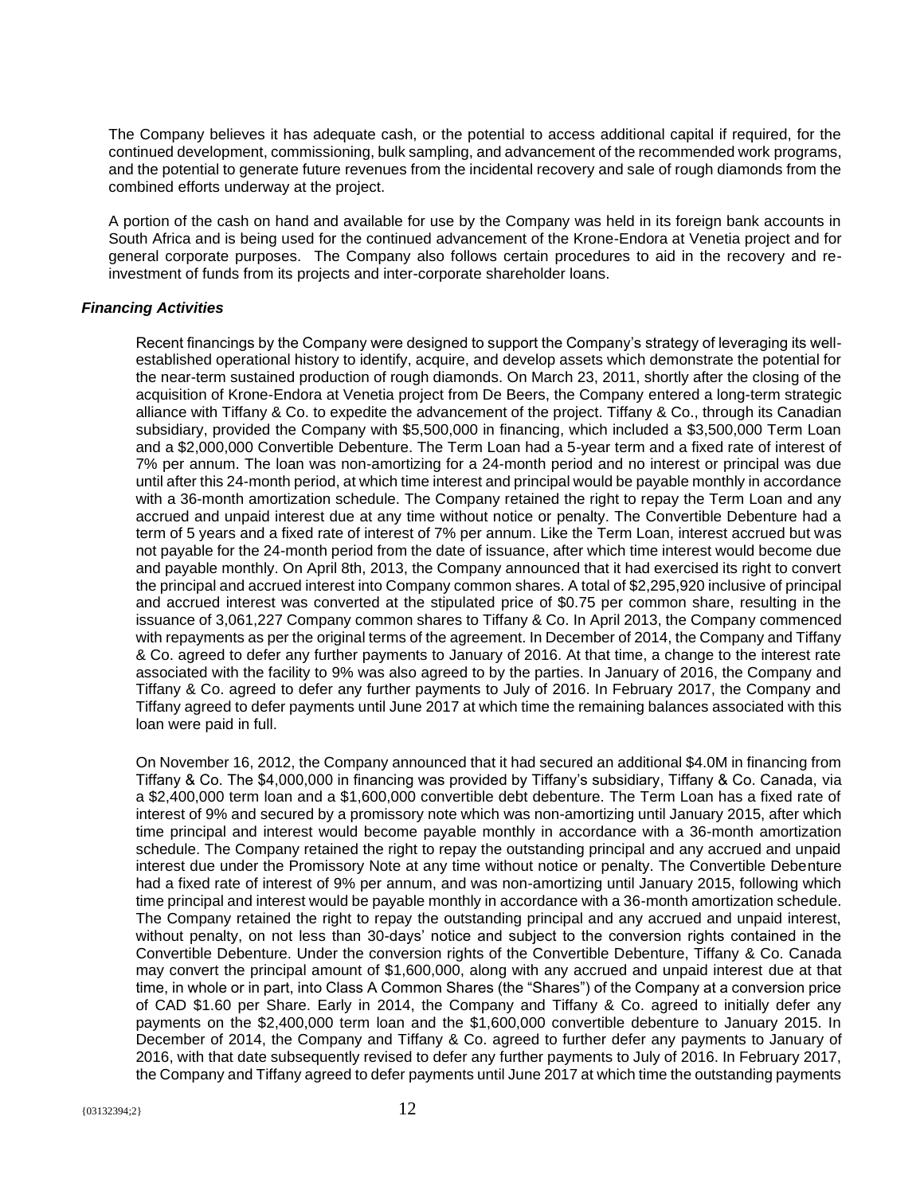The Company believes it has adequate cash, or the potential to access additional capital if required, for the continued development, commissioning, bulk sampling, and advancement of the recommended work programs, and the potential to generate future revenues from the incidental recovery and sale of rough diamonds from the combined efforts underway at the project.

A portion of the cash on hand and available for use by the Company was held in its foreign bank accounts in South Africa and is being used for the continued advancement of the Krone-Endora at Venetia project and for general corporate purposes. The Company also follows certain procedures to aid in the recovery and re-investment of funds from its projects and inter-corporate shareholder loans.

### *Financing Activities*

Recent financings by the Company were designed to support the Company's strategy of leveraging its well-established operational history to identify, acquire, and develop assets which demonstrate the potential for the near-term sustained production of rough diamonds. On March 23, 2011, shortly after the closing of the acquisition of Krone-Endora at Venetia project from De Beers, the Company entered a long-term strategic alliance with Tiffany & Co. to expedite the advancement of the project. Tiffany & Co., through its Canadian subsidiary, provided the Company with $5,500,000 in financing, which included a $3,500,000 Term Loan and a $2,000,000 Convertible Debenture. The Term Loan had a 5-year term and a fixed rate of interest of 7% per annum. The loan was non-amortizing for a 24-month period and no interest or principal was due until after this 24-month period, at which time interest and principal would be payable monthly in accordance with a 36-month amortization schedule. The Company retained the right to repay the Term Loan and any accrued and unpaid interest due at any time without notice or penalty. The Convertible Debenture had a term of 5 years and a fixed rate of interest of 7% per annum. Like the Term Loan, interest accrued but was not payable for the 24-month period from the date of issuance, after which time interest would become due and payable monthly. On April 8th, 2013, the Company announced that it had exercised its right to convert the principal and accrued interest into Company common shares. A total of $2,295,920 inclusive of principal and accrued interest was converted at the stipulated price of $0.75 per common share, resulting in the issuance of 3,061,227 Company common shares to Tiffany & Co. In April 2013, the Company commenced with repayments as per the original terms of the agreement. In December of 2014, the Company and Tiffany & Co. agreed to defer any further payments to January of 2016. At that time, a change to the interest rate associated with the facility to 9% was also agreed to by the parties. In January of 2016, the Company and Tiffany & Co. agreed to defer any further payments to July of 2016. In February 2017, the Company and Tiffany agreed to defer payments until June 2017 at which time the remaining balances associated with this loan were paid in full.

On November 16, 2012, the Company announced that it had secured an additional $4.0M in financing from Tiffany & Co. The $4,000,000 in financing was provided by Tiffany's subsidiary, Tiffany & Co. Canada, via a $2,400,000 term loan and a $1,600,000 convertible debt debenture. The Term Loan has a fixed rate of interest of 9% and secured by a promissory note which was non-amortizing until January 2015, after which time principal and interest would become payable monthly in accordance with a 36-month amortization schedule. The Company retained the right to repay the outstanding principal and any accrued and unpaid interest due under the Promissory Note at any time without notice or penalty. The Convertible Debenture had a fixed rate of interest of 9% per annum, and was non-amortizing until January 2015, following which time principal and interest would be payable monthly in accordance with a 36-month amortization schedule. The Company retained the right to repay the outstanding principal and any accrued and unpaid interest, without penalty, on not less than 30-days' notice and subject to the conversion rights contained in the Convertible Debenture. Under the conversion rights of the Convertible Debenture, Tiffany & Co. Canada may convert the principal amount of $1,600,000, along with any accrued and unpaid interest due at that time, in whole or in part, into Class A Common Shares (the "Shares") of the Company at a conversion price of CAD $1.60 per Share. Early in 2014, the Company and Tiffany & Co. agreed to initially defer any payments on the $2,400,000 term loan and the $1,600,000 convertible debenture to January 2015. In December of 2014, the Company and Tiffany & Co. agreed to further defer any payments to January of 2016, with that date subsequently revised to defer any further payments to July of 2016. In February 2017, the Company and Tiffany agreed to defer payments until June 2017 at which time the outstanding payments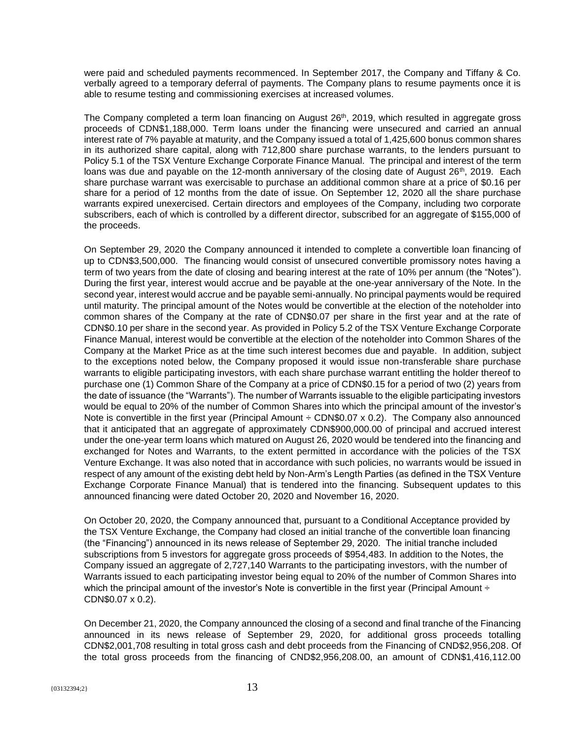were paid and scheduled payments recommenced. In September 2017, the Company and Tiffany & Co. verbally agreed to a temporary deferral of payments. The Company plans to resume payments once it is able to resume testing and commissioning exercises at increased volumes.

The Company completed a term loan financing on August 26th, 2019, which resulted in aggregate gross proceeds of CDN$1,188,000. Term loans under the financing were unsecured and carried an annual interest rate of 7% payable at maturity, and the Company issued a total of 1,425,600 bonus common shares in its authorized share capital, along with 712,800 share purchase warrants, to the lenders pursuant to Policy 5.1 of the TSX Venture Exchange Corporate Finance Manual. The principal and interest of the term loans was due and payable on the 12-month anniversary of the closing date of August 26th, 2019. Each share purchase warrant was exercisable to purchase an additional common share at a price of $0.16 per share for a period of 12 months from the date of issue. On September 12, 2020 all the share purchase warrants expired unexercised. Certain directors and employees of the Company, including two corporate subscribers, each of which is controlled by a different director, subscribed for an aggregate of $155,000 of the proceeds.

On September 29, 2020 the Company announced it intended to complete a convertible loan financing of up to CDN$3,500,000. The financing would consist of unsecured convertible promissory notes having a term of two years from the date of closing and bearing interest at the rate of 10% per annum (the "Notes"). During the first year, interest would accrue and be payable at the one-year anniversary of the Note. In the second year, interest would accrue and be payable semi-annually. No principal payments would be required until maturity. The principal amount of the Notes would be convertible at the election of the noteholder into common shares of the Company at the rate of CDN$0.07 per share in the first year and at the rate of CDN$0.10 per share in the second year. As provided in Policy 5.2 of the TSX Venture Exchange Corporate Finance Manual, interest would be convertible at the election of the noteholder into Common Shares of the Company at the Market Price as at the time such interest becomes due and payable. In addition, subject to the exceptions noted below, the Company proposed it would issue non-transferable share purchase warrants to eligible participating investors, with each share purchase warrant entitling the holder thereof to purchase one (1) Common Share of the Company at a price of CDN$0.15 for a period of two (2) years from the date of issuance (the "Warrants"). The number of Warrants issuable to the eligible participating investors would be equal to 20% of the number of Common Shares into which the principal amount of the investor's Note is convertible in the first year (Principal Amount ÷ CDN$0.07 x 0.2). The Company also announced that it anticipated that an aggregate of approximately CDN$900,000.00 of principal and accrued interest under the one-year term loans which matured on August 26, 2020 would be tendered into the financing and exchanged for Notes and Warrants, to the extent permitted in accordance with the policies of the TSX Venture Exchange. It was also noted that in accordance with such policies, no warrants would be issued in respect of any amount of the existing debt held by Non-Arm's Length Parties (as defined in the TSX Venture Exchange Corporate Finance Manual) that is tendered into the financing. Subsequent updates to this announced financing were dated October 20, 2020 and November 16, 2020.

On October 20, 2020, the Company announced that, pursuant to a Conditional Acceptance provided by the TSX Venture Exchange, the Company had closed an initial tranche of the convertible loan financing (the "Financing") announced in its news release of September 29, 2020. The initial tranche included subscriptions from 5 investors for aggregate gross proceeds of $954,483. In addition to the Notes, the Company issued an aggregate of 2,727,140 Warrants to the participating investors, with the number of Warrants issued to each participating investor being equal to 20% of the number of Common Shares into which the principal amount of the investor's Note is convertible in the first year (Principal Amount ÷ CDN$0.07 x 0.2).

On December 21, 2020, the Company announced the closing of a second and final tranche of the Financing announced in its news release of September 29, 2020, for additional gross proceeds totalling CDN$2,001,708 resulting in total gross cash and debt proceeds from the Financing of CND$2,956,208. Of the total gross proceeds from the financing of CND$2,956,208.00, an amount of CDN$1,416,112.00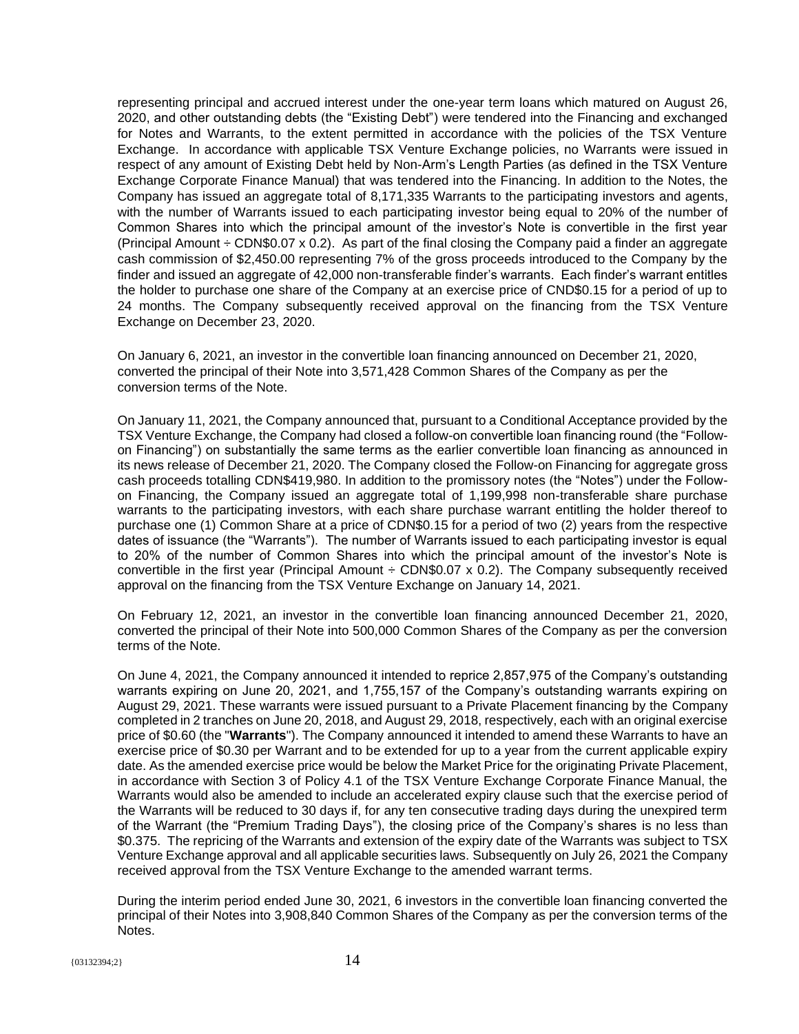representing principal and accrued interest under the one-year term loans which matured on August 26, 2020, and other outstanding debts (the "Existing Debt") were tendered into the Financing and exchanged for Notes and Warrants, to the extent permitted in accordance with the policies of the TSX Venture Exchange. In accordance with applicable TSX Venture Exchange policies, no Warrants were issued in respect of any amount of Existing Debt held by Non-Arm's Length Parties (as defined in the TSX Venture Exchange Corporate Finance Manual) that was tendered into the Financing. In addition to the Notes, the Company has issued an aggregate total of 8,171,335 Warrants to the participating investors and agents, with the number of Warrants issued to each participating investor being equal to 20% of the number of Common Shares into which the principal amount of the investor's Note is convertible in the first year (Principal Amount ÷ CDN$0.07 x 0.2). As part of the final closing the Company paid a finder an aggregate cash commission of $2,450.00 representing 7% of the gross proceeds introduced to the Company by the finder and issued an aggregate of 42,000 non-transferable finder's warrants. Each finder's warrant entitles the holder to purchase one share of the Company at an exercise price of CND$0.15 for a period of up to 24 months. The Company subsequently received approval on the financing from the TSX Venture Exchange on December 23, 2020.

On January 6, 2021, an investor in the convertible loan financing announced on December 21, 2020, converted the principal of their Note into 3,571,428 Common Shares of the Company as per the conversion terms of the Note.

On January 11, 2021, the Company announced that, pursuant to a Conditional Acceptance provided by the TSX Venture Exchange, the Company had closed a follow-on convertible loan financing round (the "Follow-on Financing") on substantially the same terms as the earlier convertible loan financing as announced in its news release of December 21, 2020. The Company closed the Follow-on Financing for aggregate gross cash proceeds totalling CDN$419,980. In addition to the promissory notes (the "Notes") under the Follow-on Financing, the Company issued an aggregate total of 1,199,998 non-transferable share purchase warrants to the participating investors, with each share purchase warrant entitling the holder thereof to purchase one (1) Common Share at a price of CDN$0.15 for a period of two (2) years from the respective dates of issuance (the "Warrants"). The number of Warrants issued to each participating investor is equal to 20% of the number of Common Shares into which the principal amount of the investor's Note is convertible in the first year (Principal Amount ÷ CDN$0.07 x 0.2). The Company subsequently received approval on the financing from the TSX Venture Exchange on January 14, 2021.

On February 12, 2021, an investor in the convertible loan financing announced December 21, 2020, converted the principal of their Note into 500,000 Common Shares of the Company as per the conversion terms of the Note.

On June 4, 2021, the Company announced it intended to reprice 2,857,975 of the Company's outstanding warrants expiring on June 20, 2021, and 1,755,157 of the Company's outstanding warrants expiring on August 29, 2021. These warrants were issued pursuant to a Private Placement financing by the Company completed in 2 tranches on June 20, 2018, and August 29, 2018, respectively, each with an original exercise price of $0.60 (the "**Warrants**"). The Company announced it intended to amend these Warrants to have an exercise price of $0.30 per Warrant and to be extended for up to a year from the current applicable expiry date. As the amended exercise price would be below the Market Price for the originating Private Placement, in accordance with Section 3 of Policy 4.1 of the TSX Venture Exchange Corporate Finance Manual, the Warrants would also be amended to include an accelerated expiry clause such that the exercise period of the Warrants will be reduced to 30 days if, for any ten consecutive trading days during the unexpired term of the Warrant (the "Premium Trading Days"), the closing price of the Company's shares is no less than $0.375. The repricing of the Warrants and extension of the expiry date of the Warrants was subject to TSX Venture Exchange approval and all applicable securities laws. Subsequently on July 26, 2021 the Company received approval from the TSX Venture Exchange to the amended warrant terms.

During the interim period ended June 30, 2021, 6 investors in the convertible loan financing converted the principal of their Notes into 3,908,840 Common Shares of the Company as per the conversion terms of the Notes.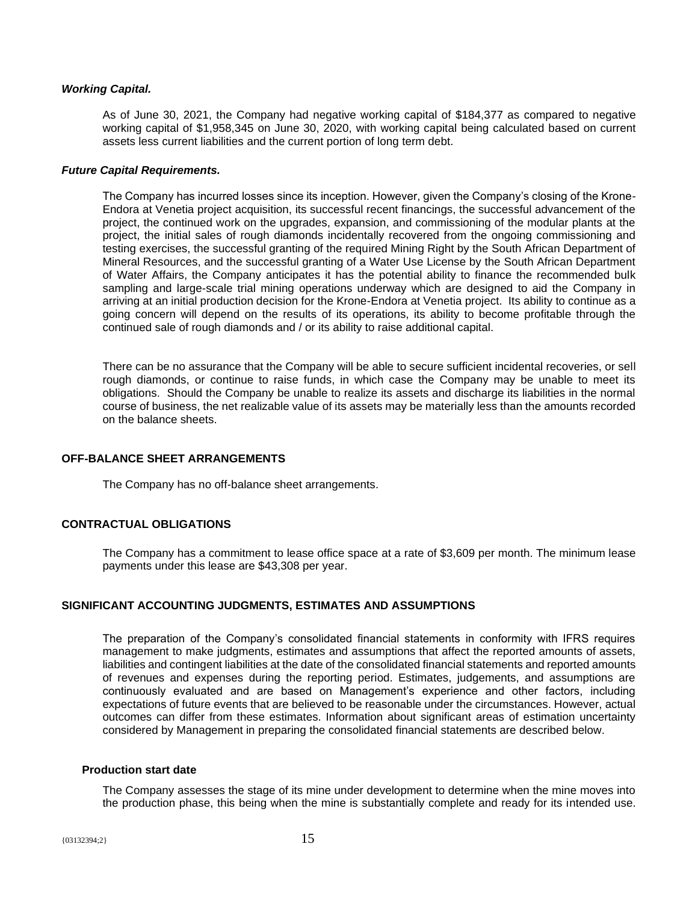***Working Capital.***

As of June 30, 2021, the Company had negative working capital of $184,377 as compared to negative working capital of $1,958,345 on June 30, 2020, with working capital being calculated based on current assets less current liabilities and the current portion of long term debt.

***Future Capital Requirements.***

The Company has incurred losses since its inception. However, given the Company's closing of the Krone-Endora at Venetia project acquisition, its successful recent financings, the successful advancement of the project, the continued work on the upgrades, expansion, and commissioning of the modular plants at the project, the initial sales of rough diamonds incidentally recovered from the ongoing commissioning and testing exercises, the successful granting of the required Mining Right by the South African Department of Mineral Resources, and the successful granting of a Water Use License by the South African Department of Water Affairs, the Company anticipates it has the potential ability to finance the recommended bulk sampling and large-scale trial mining operations underway which are designed to aid the Company in arriving at an initial production decision for the Krone-Endora at Venetia project. Its ability to continue as a going concern will depend on the results of its operations, its ability to become profitable through the continued sale of rough diamonds and / or its ability to raise additional capital.

There can be no assurance that the Company will be able to secure sufficient incidental recoveries, or sell rough diamonds, or continue to raise funds, in which case the Company may be unable to meet its obligations. Should the Company be unable to realize its assets and discharge its liabilities in the normal course of business, the net realizable value of its assets may be materially less than the amounts recorded on the balance sheets.

## OFF-BALANCE SHEET ARRANGEMENTS

The Company has no off-balance sheet arrangements.

## CONTRACTUAL OBLIGATIONS

The Company has a commitment to lease office space at a rate of $3,609 per month. The minimum lease payments under this lease are $43,308 per year.

## SIGNIFICANT ACCOUNTING JUDGMENTS, ESTIMATES AND ASSUMPTIONS

The preparation of the Company's consolidated financial statements in conformity with IFRS requires management to make judgments, estimates and assumptions that affect the reported amounts of assets, liabilities and contingent liabilities at the date of the consolidated financial statements and reported amounts of revenues and expenses during the reporting period. Estimates, judgements, and assumptions are continuously evaluated and are based on Management's experience and other factors, including expectations of future events that are believed to be reasonable under the circumstances. However, actual outcomes can differ from these estimates. Information about significant areas of estimation uncertainty considered by Management in preparing the consolidated financial statements are described below.

### Production start date

The Company assesses the stage of its mine under development to determine when the mine moves into the production phase, this being when the mine is substantially complete and ready for its intended use.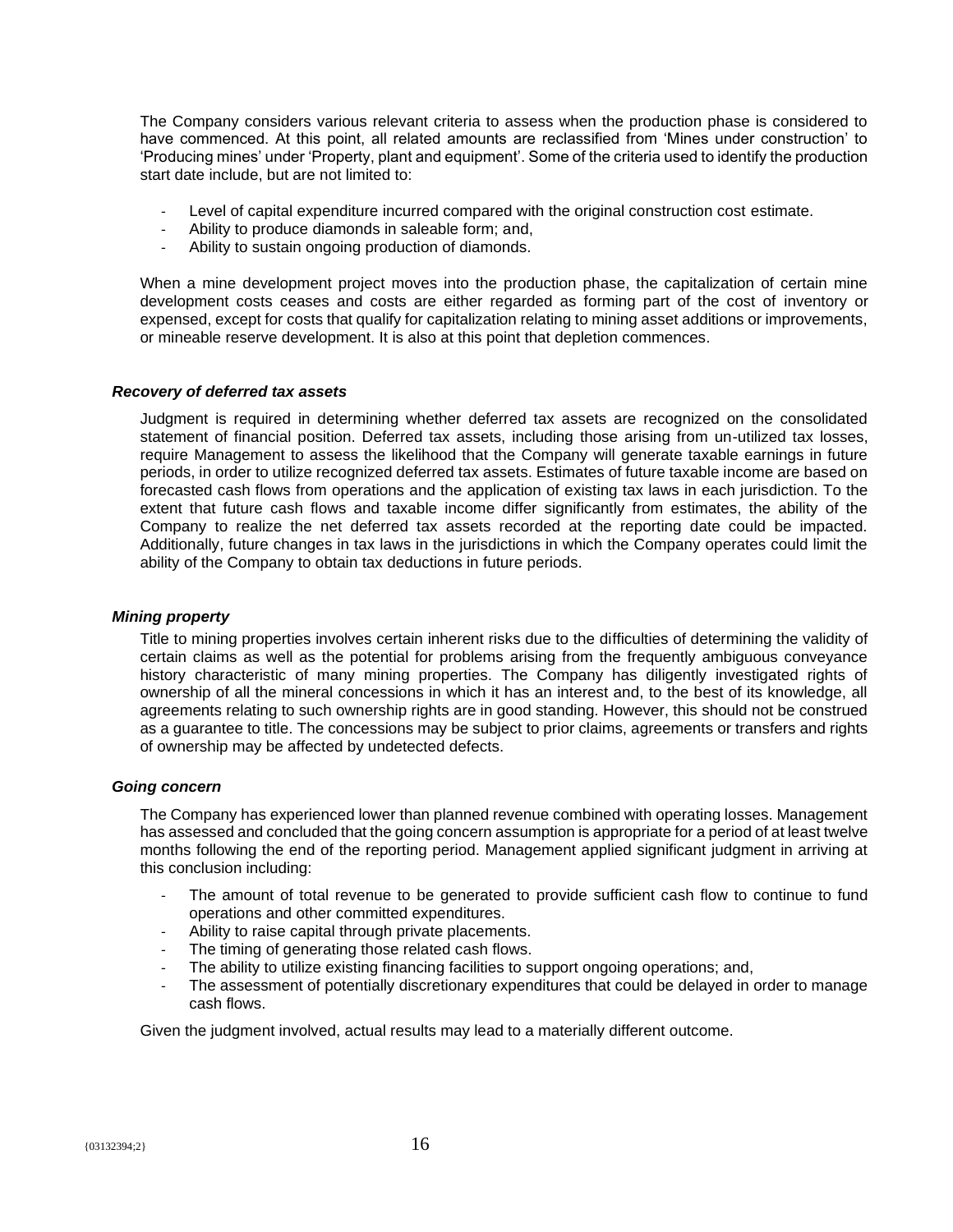The Company considers various relevant criteria to assess when the production phase is considered to have commenced. At this point, all related amounts are reclassified from 'Mines under construction' to 'Producing mines' under 'Property, plant and equipment'. Some of the criteria used to identify the production start date include, but are not limited to:

- Level of capital expenditure incurred compared with the original construction cost estimate.
- Ability to produce diamonds in saleable form; and,
- Ability to sustain ongoing production of diamonds.

When a mine development project moves into the production phase, the capitalization of certain mine development costs ceases and costs are either regarded as forming part of the cost of inventory or expensed, except for costs that qualify for capitalization relating to mining asset additions or improvements, or mineable reserve development. It is also at this point that depletion commences.

### *Recovery of deferred tax assets*

Judgment is required in determining whether deferred tax assets are recognized on the consolidated statement of financial position. Deferred tax assets, including those arising from un-utilized tax losses, require Management to assess the likelihood that the Company will generate taxable earnings in future periods, in order to utilize recognized deferred tax assets. Estimates of future taxable income are based on forecasted cash flows from operations and the application of existing tax laws in each jurisdiction. To the extent that future cash flows and taxable income differ significantly from estimates, the ability of the Company to realize the net deferred tax assets recorded at the reporting date could be impacted. Additionally, future changes in tax laws in the jurisdictions in which the Company operates could limit the ability of the Company to obtain tax deductions in future periods.

### *Mining property*

Title to mining properties involves certain inherent risks due to the difficulties of determining the validity of certain claims as well as the potential for problems arising from the frequently ambiguous conveyance history characteristic of many mining properties. The Company has diligently investigated rights of ownership of all the mineral concessions in which it has an interest and, to the best of its knowledge, all agreements relating to such ownership rights are in good standing. However, this should not be construed as a guarantee to title. The concessions may be subject to prior claims, agreements or transfers and rights of ownership may be affected by undetected defects.

### *Going concern*

The Company has experienced lower than planned revenue combined with operating losses. Management has assessed and concluded that the going concern assumption is appropriate for a period of at least twelve months following the end of the reporting period. Management applied significant judgment in arriving at this conclusion including:

- The amount of total revenue to be generated to provide sufficient cash flow to continue to fund operations and other committed expenditures.
- Ability to raise capital through private placements.
- The timing of generating those related cash flows.
- The ability to utilize existing financing facilities to support ongoing operations; and,
- The assessment of potentially discretionary expenditures that could be delayed in order to manage cash flows.

Given the judgment involved, actual results may lead to a materially different outcome.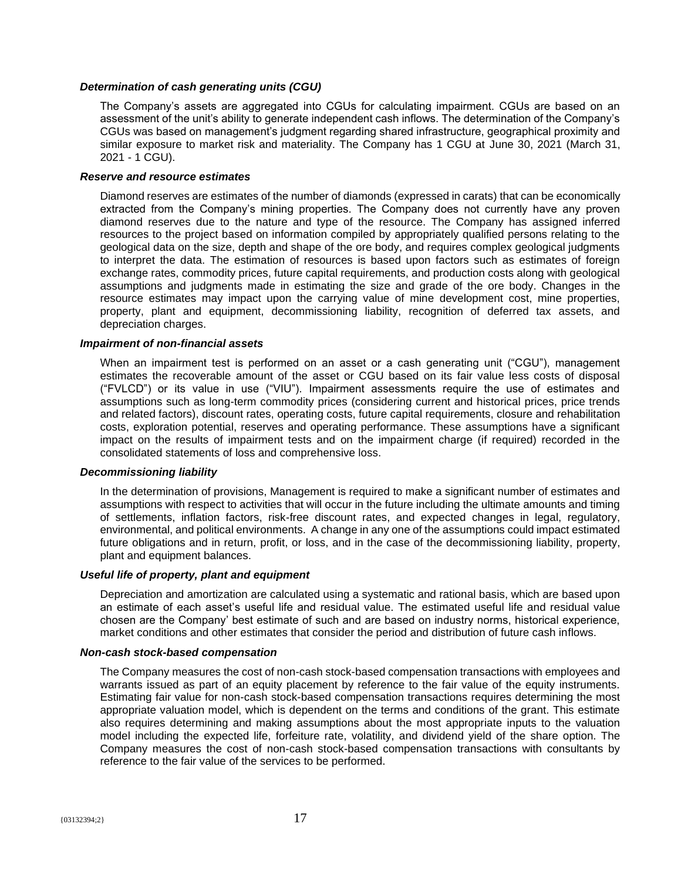***Determination of cash generating units (CGU)***

The Company's assets are aggregated into CGUs for calculating impairment. CGUs are based on an assessment of the unit's ability to generate independent cash inflows. The determination of the Company's CGUs was based on management's judgment regarding shared infrastructure, geographical proximity and similar exposure to market risk and materiality. The Company has 1 CGU at June 30, 2021 (March 31, 2021 - 1 CGU).

***Reserve and resource estimates***

Diamond reserves are estimates of the number of diamonds (expressed in carats) that can be economically extracted from the Company's mining properties. The Company does not currently have any proven diamond reserves due to the nature and type of the resource. The Company has assigned inferred resources to the project based on information compiled by appropriately qualified persons relating to the geological data on the size, depth and shape of the ore body, and requires complex geological judgments to interpret the data. The estimation of resources is based upon factors such as estimates of foreign exchange rates, commodity prices, future capital requirements, and production costs along with geological assumptions and judgments made in estimating the size and grade of the ore body. Changes in the resource estimates may impact upon the carrying value of mine development cost, mine properties, property, plant and equipment, decommissioning liability, recognition of deferred tax assets, and depreciation charges.

***Impairment of non-financial assets***

When an impairment test is performed on an asset or a cash generating unit ("CGU"), management estimates the recoverable amount of the asset or CGU based on its fair value less costs of disposal ("FVLCD") or its value in use ("VIU"). Impairment assessments require the use of estimates and assumptions such as long-term commodity prices (considering current and historical prices, price trends and related factors), discount rates, operating costs, future capital requirements, closure and rehabilitation costs, exploration potential, reserves and operating performance. These assumptions have a significant impact on the results of impairment tests and on the impairment charge (if required) recorded in the consolidated statements of loss and comprehensive loss.

***Decommissioning liability***

In the determination of provisions, Management is required to make a significant number of estimates and assumptions with respect to activities that will occur in the future including the ultimate amounts and timing of settlements, inflation factors, risk-free discount rates, and expected changes in legal, regulatory, environmental, and political environments. A change in any one of the assumptions could impact estimated future obligations and in return, profit, or loss, and in the case of the decommissioning liability, property, plant and equipment balances.

***Useful life of property, plant and equipment***

Depreciation and amortization are calculated using a systematic and rational basis, which are based upon an estimate of each asset's useful life and residual value. The estimated useful life and residual value chosen are the Company' best estimate of such and are based on industry norms, historical experience, market conditions and other estimates that consider the period and distribution of future cash inflows.

***Non-cash stock-based compensation***

The Company measures the cost of non-cash stock-based compensation transactions with employees and warrants issued as part of an equity placement by reference to the fair value of the equity instruments. Estimating fair value for non-cash stock-based compensation transactions requires determining the most appropriate valuation model, which is dependent on the terms and conditions of the grant. This estimate also requires determining and making assumptions about the most appropriate inputs to the valuation model including the expected life, forfeiture rate, volatility, and dividend yield of the share option. The Company measures the cost of non-cash stock-based compensation transactions with consultants by reference to the fair value of the services to be performed.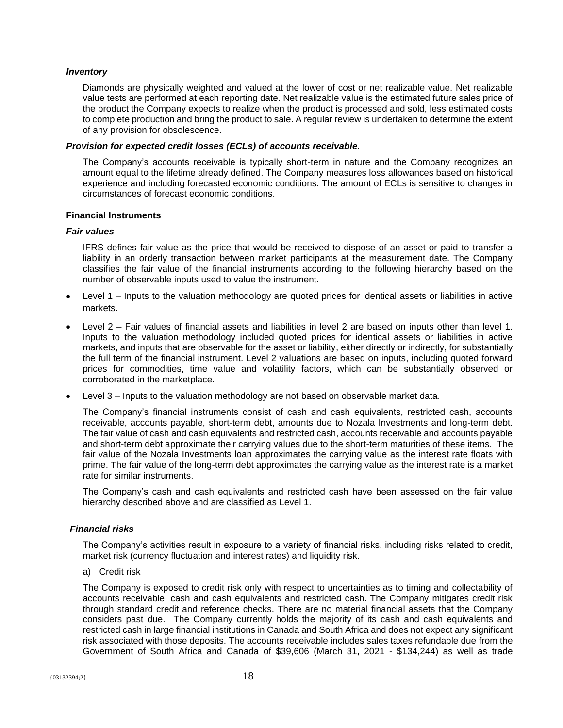***Inventory***

Diamonds are physically weighted and valued at the lower of cost or net realizable value. Net realizable value tests are performed at each reporting date. Net realizable value is the estimated future sales price of the product the Company expects to realize when the product is processed and sold, less estimated costs to complete production and bring the product to sale. A regular review is undertaken to determine the extent of any provision for obsolescence.

***Provision for expected credit losses (ECLs) of accounts receivable.***

The Company's accounts receivable is typically short-term in nature and the Company recognizes an amount equal to the lifetime already defined. The Company measures loss allowances based on historical experience and including forecasted economic conditions. The amount of ECLs is sensitive to changes in circumstances of forecast economic conditions.

**Financial Instruments**

***Fair values***

IFRS defines fair value as the price that would be received to dispose of an asset or paid to transfer a liability in an orderly transaction between market participants at the measurement date. The Company classifies the fair value of the financial instruments according to the following hierarchy based on the number of observable inputs used to value the instrument.

- Level 1 – Inputs to the valuation methodology are quoted prices for identical assets or liabilities in active markets.
- Level 2 – Fair values of financial assets and liabilities in level 2 are based on inputs other than level 1. Inputs to the valuation methodology included quoted prices for identical assets or liabilities in active markets, and inputs that are observable for the asset or liability, either directly or indirectly, for substantially the full term of the financial instrument. Level 2 valuations are based on inputs, including quoted forward prices for commodities, time value and volatility factors, which can be substantially observed or corroborated in the marketplace.
- Level 3 – Inputs to the valuation methodology are not based on observable market data.

The Company's financial instruments consist of cash and cash equivalents, restricted cash, accounts receivable, accounts payable, short-term debt, amounts due to Nozala Investments and long-term debt. The fair value of cash and cash equivalents and restricted cash, accounts receivable and accounts payable and short-term debt approximate their carrying values due to the short-term maturities of these items. The fair value of the Nozala Investments loan approximates the carrying value as the interest rate floats with prime. The fair value of the long-term debt approximates the carrying value as the interest rate is a market rate for similar instruments.

The Company's cash and cash equivalents and restricted cash have been assessed on the fair value hierarchy described above and are classified as Level 1.

***Financial risks***

The Company's activities result in exposure to a variety of financial risks, including risks related to credit, market risk (currency fluctuation and interest rates) and liquidity risk.

a) Credit risk

The Company is exposed to credit risk only with respect to uncertainties as to timing and collectability of accounts receivable, cash and cash equivalents and restricted cash. The Company mitigates credit risk through standard credit and reference checks. There are no material financial assets that the Company considers past due. The Company currently holds the majority of its cash and cash equivalents and restricted cash in large financial institutions in Canada and South Africa and does not expect any significant risk associated with those deposits. The accounts receivable includes sales taxes refundable due from the Government of South Africa and Canada of $39,606 (March 31, 2021 - $134,244) as well as trade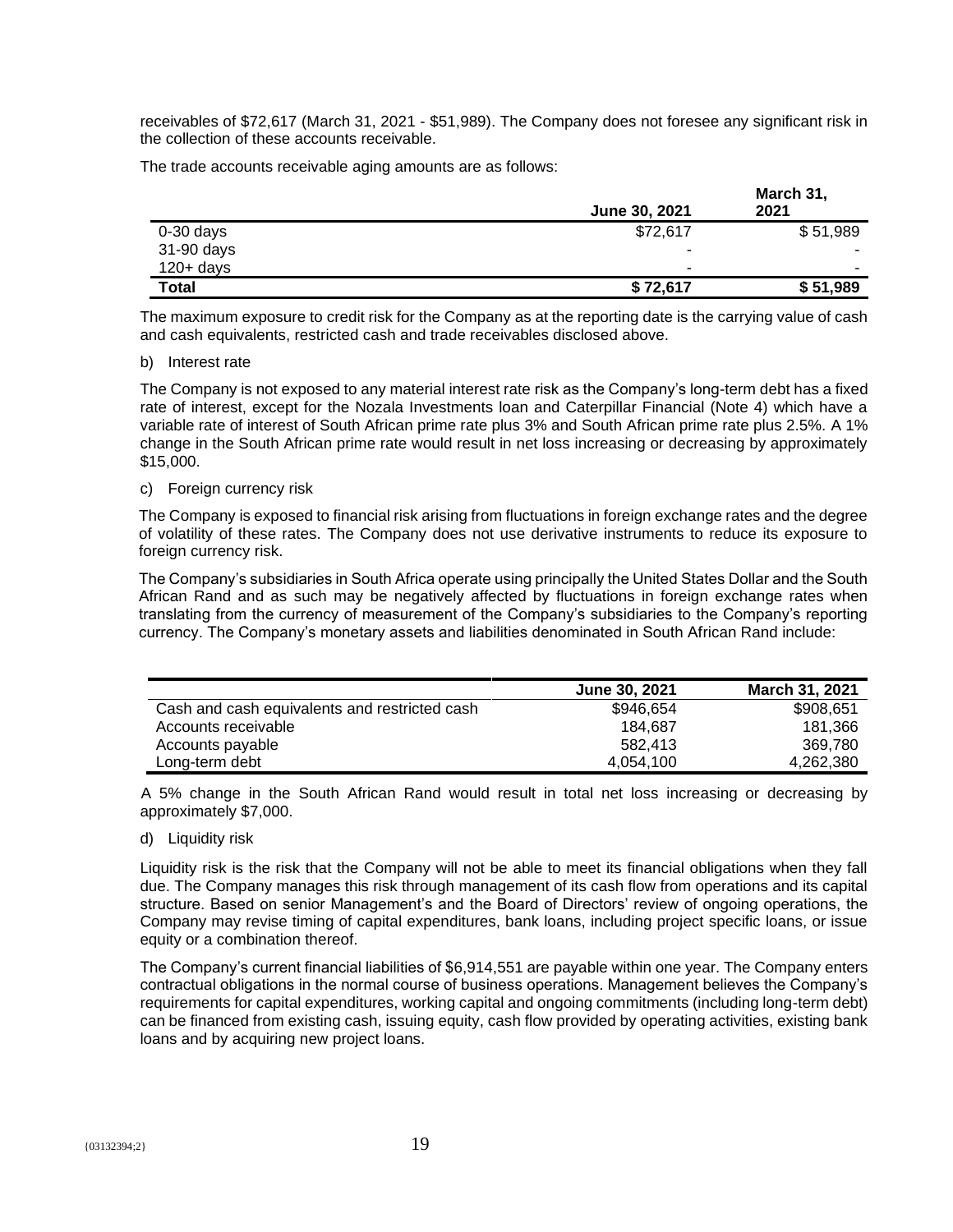receivables of $72,617 (March 31, 2021 - $51,989). The Company does not foresee any significant risk in the collection of these accounts receivable.

The trade accounts receivable aging amounts are as follows:

| | June 30, 2021 | March 31, 2021 |
|---|---|---|
| 0-30 days | $72,617 | $ 51,989 |
| 31-90 days | - | - |
| 120+ days | - | - |
| **Total** | **$ 72,617** | **$ 51,989** |

The maximum exposure to credit risk for the Company as at the reporting date is the carrying value of cash and cash equivalents, restricted cash and trade receivables disclosed above.

b) Interest rate

The Company is not exposed to any material interest rate risk as the Company's long-term debt has a fixed rate of interest, except for the Nozala Investments loan and Caterpillar Financial (Note 4) which have a variable rate of interest of South African prime rate plus 3% and South African prime rate plus 2.5%. A 1% change in the South African prime rate would result in net loss increasing or decreasing by approximately $15,000.

c) Foreign currency risk

The Company is exposed to financial risk arising from fluctuations in foreign exchange rates and the degree of volatility of these rates. The Company does not use derivative instruments to reduce its exposure to foreign currency risk.

The Company's subsidiaries in South Africa operate using principally the United States Dollar and the South African Rand and as such may be negatively affected by fluctuations in foreign exchange rates when translating from the currency of measurement of the Company's subsidiaries to the Company's reporting currency. The Company's monetary assets and liabilities denominated in South African Rand include:

| | June 30, 2021 | March 31, 2021 |
|---|---|---|
| Cash and cash equivalents and restricted cash | $946,654 | $908,651 |
| Accounts receivable | 184,687 | 181,366 |
| Accounts payable | 582,413 | 369,780 |
| Long-term debt | 4,054,100 | 4,262,380 |

A 5% change in the South African Rand would result in total net loss increasing or decreasing by approximately $7,000.

d) Liquidity risk

Liquidity risk is the risk that the Company will not be able to meet its financial obligations when they fall due. The Company manages this risk through management of its cash flow from operations and its capital structure. Based on senior Management's and the Board of Directors' review of ongoing operations, the Company may revise timing of capital expenditures, bank loans, including project specific loans, or issue equity or a combination thereof.

The Company's current financial liabilities of $6,914,551 are payable within one year. The Company enters contractual obligations in the normal course of business operations. Management believes the Company's requirements for capital expenditures, working capital and ongoing commitments (including long-term debt) can be financed from existing cash, issuing equity, cash flow provided by operating activities, existing bank loans and by acquiring new project loans.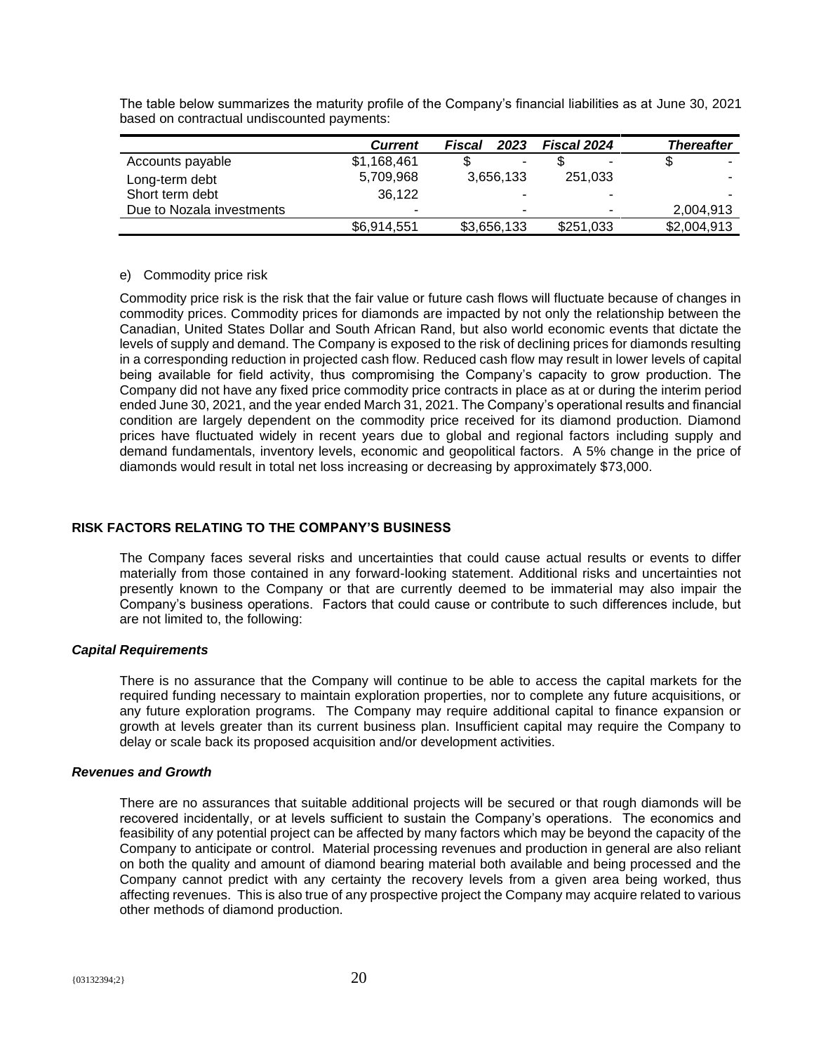The table below summarizes the maturity profile of the Company's financial liabilities as at June 30, 2021 based on contractual undiscounted payments:

| | ***Current*** | ***Fiscal 2023*** | ***Fiscal 2024*** | ***Thereafter*** |
|---|---|---|---|---|
| Accounts payable | $1,168,461 | $ - | $ - | $ - |
| Long-term debt | 5,709,968 | 3,656,133 | 251,033 | - |
| Short term debt | 36,122 | - | - | - |
| Due to Nozala investments | - | - | - | 2,004,913 |
| | $6,914,551 | $3,656,133 | $251,033 | $2,004,913 |

e) Commodity price risk

Commodity price risk is the risk that the fair value or future cash flows will fluctuate because of changes in commodity prices. Commodity prices for diamonds are impacted by not only the relationship between the Canadian, United States Dollar and South African Rand, but also world economic events that dictate the levels of supply and demand. The Company is exposed to the risk of declining prices for diamonds resulting in a corresponding reduction in projected cash flow. Reduced cash flow may result in lower levels of capital being available for field activity, thus compromising the Company's capacity to grow production. The Company did not have any fixed price commodity price contracts in place as at or during the interim period ended June 30, 2021, and the year ended March 31, 2021. The Company's operational results and financial condition are largely dependent on the commodity price received for its diamond production. Diamond prices have fluctuated widely in recent years due to global and regional factors including supply and demand fundamentals, inventory levels, economic and geopolitical factors. A 5% change in the price of diamonds would result in total net loss increasing or decreasing by approximately $73,000.

## RISK FACTORS RELATING TO THE COMPANY'S BUSINESS

The Company faces several risks and uncertainties that could cause actual results or events to differ materially from those contained in any forward-looking statement. Additional risks and uncertainties not presently known to the Company or that are currently deemed to be immaterial may also impair the Company's business operations. Factors that could cause or contribute to such differences include, but are not limited to, the following:

### ***Capital Requirements***

There is no assurance that the Company will continue to be able to access the capital markets for the required funding necessary to maintain exploration properties, nor to complete any future acquisitions, or any future exploration programs. The Company may require additional capital to finance expansion or growth at levels greater than its current business plan. Insufficient capital may require the Company to delay or scale back its proposed acquisition and/or development activities.

### ***Revenues and Growth***

There are no assurances that suitable additional projects will be secured or that rough diamonds will be recovered incidentally, or at levels sufficient to sustain the Company's operations. The economics and feasibility of any potential project can be affected by many factors which may be beyond the capacity of the Company to anticipate or control. Material processing revenues and production in general are also reliant on both the quality and amount of diamond bearing material both available and being processed and the Company cannot predict with any certainty the recovery levels from a given area being worked, thus affecting revenues. This is also true of any prospective project the Company may acquire related to various other methods of diamond production.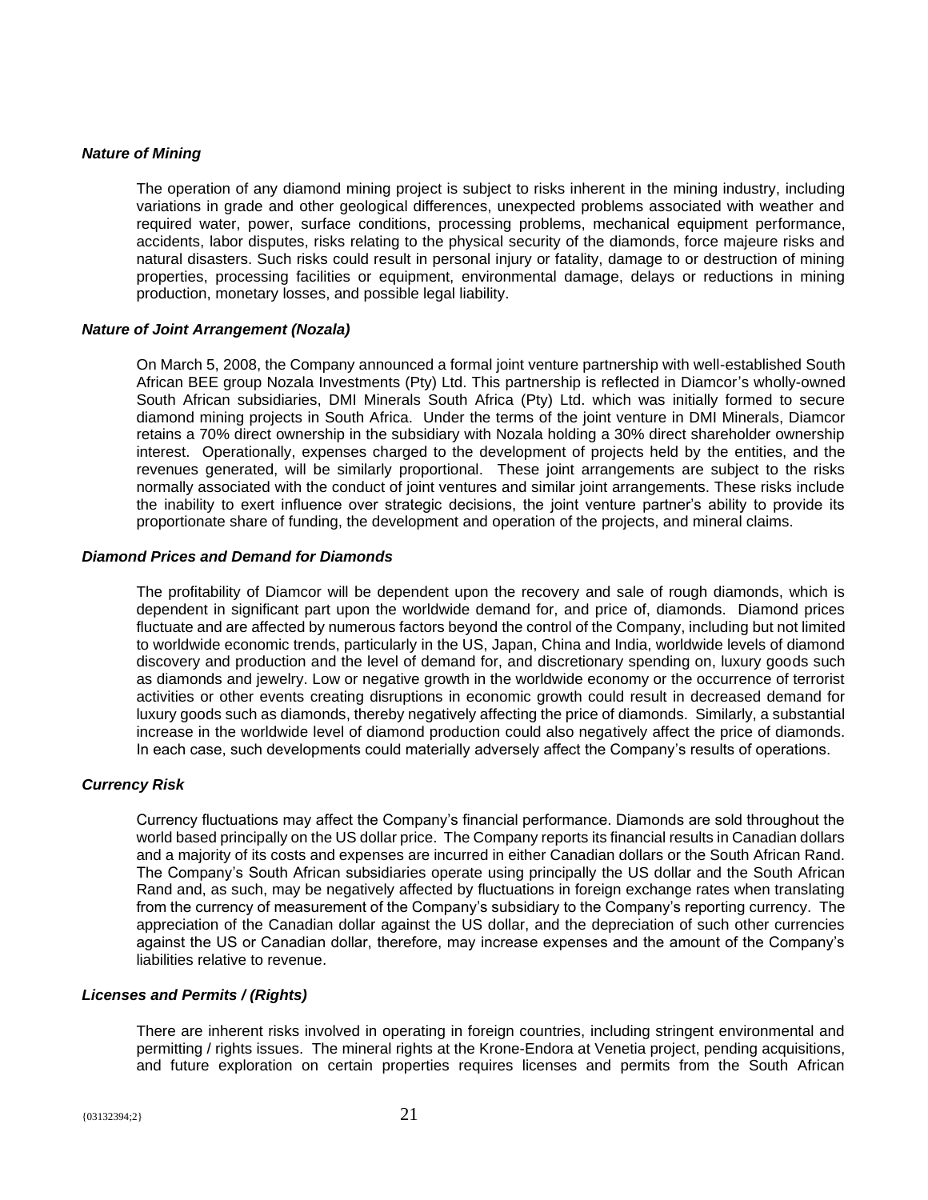***Nature of Mining***

The operation of any diamond mining project is subject to risks inherent in the mining industry, including variations in grade and other geological differences, unexpected problems associated with weather and required water, power, surface conditions, processing problems, mechanical equipment performance, accidents, labor disputes, risks relating to the physical security of the diamonds, force majeure risks and natural disasters. Such risks could result in personal injury or fatality, damage to or destruction of mining properties, processing facilities or equipment, environmental damage, delays or reductions in mining production, monetary losses, and possible legal liability.

***Nature of Joint Arrangement (Nozala)***

On March 5, 2008, the Company announced a formal joint venture partnership with well-established South African BEE group Nozala Investments (Pty) Ltd. This partnership is reflected in Diamcor's wholly-owned South African subsidiaries, DMI Minerals South Africa (Pty) Ltd. which was initially formed to secure diamond mining projects in South Africa. Under the terms of the joint venture in DMI Minerals, Diamcor retains a 70% direct ownership in the subsidiary with Nozala holding a 30% direct shareholder ownership interest. Operationally, expenses charged to the development of projects held by the entities, and the revenues generated, will be similarly proportional. These joint arrangements are subject to the risks normally associated with the conduct of joint ventures and similar joint arrangements. These risks include the inability to exert influence over strategic decisions, the joint venture partner's ability to provide its proportionate share of funding, the development and operation of the projects, and mineral claims.

***Diamond Prices and Demand for Diamonds***

The profitability of Diamcor will be dependent upon the recovery and sale of rough diamonds, which is dependent in significant part upon the worldwide demand for, and price of, diamonds. Diamond prices fluctuate and are affected by numerous factors beyond the control of the Company, including but not limited to worldwide economic trends, particularly in the US, Japan, China and India, worldwide levels of diamond discovery and production and the level of demand for, and discretionary spending on, luxury goods such as diamonds and jewelry. Low or negative growth in the worldwide economy or the occurrence of terrorist activities or other events creating disruptions in economic growth could result in decreased demand for luxury goods such as diamonds, thereby negatively affecting the price of diamonds. Similarly, a substantial increase in the worldwide level of diamond production could also negatively affect the price of diamonds. In each case, such developments could materially adversely affect the Company's results of operations.

***Currency Risk***

Currency fluctuations may affect the Company's financial performance. Diamonds are sold throughout the world based principally on the US dollar price. The Company reports its financial results in Canadian dollars and a majority of its costs and expenses are incurred in either Canadian dollars or the South African Rand. The Company's South African subsidiaries operate using principally the US dollar and the South African Rand and, as such, may be negatively affected by fluctuations in foreign exchange rates when translating from the currency of measurement of the Company's subsidiary to the Company's reporting currency. The appreciation of the Canadian dollar against the US dollar, and the depreciation of such other currencies against the US or Canadian dollar, therefore, may increase expenses and the amount of the Company's liabilities relative to revenue.

***Licenses and Permits / (Rights)***

There are inherent risks involved in operating in foreign countries, including stringent environmental and permitting / rights issues. The mineral rights at the Krone-Endora at Venetia project, pending acquisitions, and future exploration on certain properties requires licenses and permits from the South African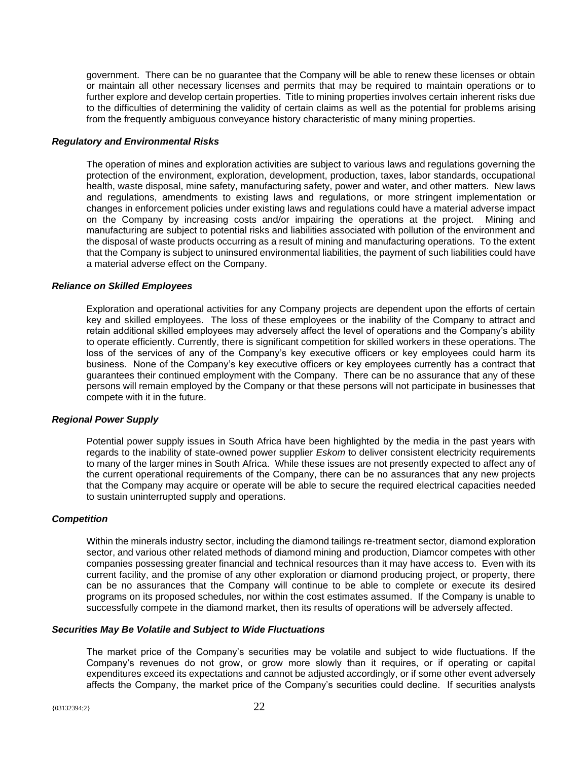government. There can be no guarantee that the Company will be able to renew these licenses or obtain or maintain all other necessary licenses and permits that may be required to maintain operations or to further explore and develop certain properties. Title to mining properties involves certain inherent risks due to the difficulties of determining the validity of certain claims as well as the potential for problems arising from the frequently ambiguous conveyance history characteristic of many mining properties.

***Regulatory and Environmental Risks***

The operation of mines and exploration activities are subject to various laws and regulations governing the protection of the environment, exploration, development, production, taxes, labor standards, occupational health, waste disposal, mine safety, manufacturing safety, power and water, and other matters. New laws and regulations, amendments to existing laws and regulations, or more stringent implementation or changes in enforcement policies under existing laws and regulations could have a material adverse impact on the Company by increasing costs and/or impairing the operations at the project. Mining and manufacturing are subject to potential risks and liabilities associated with pollution of the environment and the disposal of waste products occurring as a result of mining and manufacturing operations. To the extent that the Company is subject to uninsured environmental liabilities, the payment of such liabilities could have a material adverse effect on the Company.

***Reliance on Skilled Employees***

Exploration and operational activities for any Company projects are dependent upon the efforts of certain key and skilled employees. The loss of these employees or the inability of the Company to attract and retain additional skilled employees may adversely affect the level of operations and the Company's ability to operate efficiently. Currently, there is significant competition for skilled workers in these operations. The loss of the services of any of the Company's key executive officers or key employees could harm its business. None of the Company's key executive officers or key employees currently has a contract that guarantees their continued employment with the Company. There can be no assurance that any of these persons will remain employed by the Company or that these persons will not participate in businesses that compete with it in the future.

***Regional Power Supply***

Potential power supply issues in South Africa have been highlighted by the media in the past years with regards to the inability of state-owned power supplier *Eskom* to deliver consistent electricity requirements to many of the larger mines in South Africa. While these issues are not presently expected to affect any of the current operational requirements of the Company, there can be no assurances that any new projects that the Company may acquire or operate will be able to secure the required electrical capacities needed to sustain uninterrupted supply and operations.

***Competition***

Within the minerals industry sector, including the diamond tailings re-treatment sector, diamond exploration sector, and various other related methods of diamond mining and production, Diamcor competes with other companies possessing greater financial and technical resources than it may have access to. Even with its current facility, and the promise of any other exploration or diamond producing project, or property, there can be no assurances that the Company will continue to be able to complete or execute its desired programs on its proposed schedules, nor within the cost estimates assumed. If the Company is unable to successfully compete in the diamond market, then its results of operations will be adversely affected.

***Securities May Be Volatile and Subject to Wide Fluctuations***

The market price of the Company's securities may be volatile and subject to wide fluctuations. If the Company's revenues do not grow, or grow more slowly than it requires, or if operating or capital expenditures exceed its expectations and cannot be adjusted accordingly, or if some other event adversely affects the Company, the market price of the Company's securities could decline. If securities analysts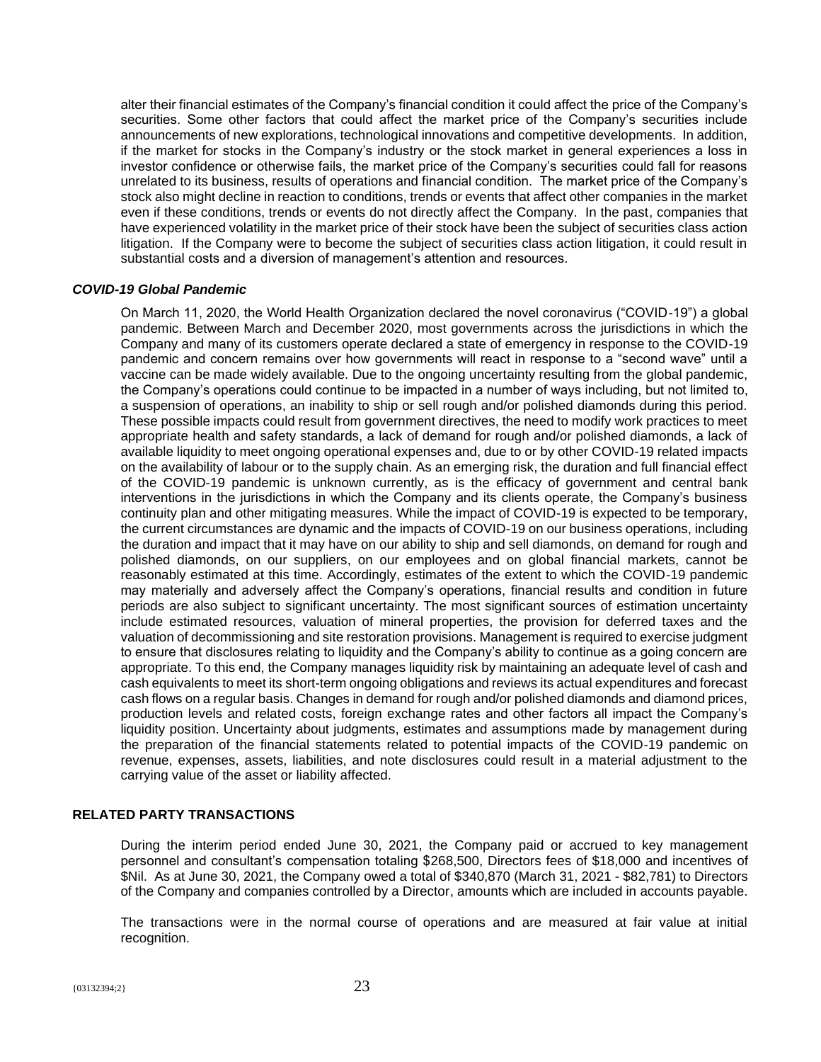alter their financial estimates of the Company's financial condition it could affect the price of the Company's securities. Some other factors that could affect the market price of the Company's securities include announcements of new explorations, technological innovations and competitive developments. In addition, if the market for stocks in the Company's industry or the stock market in general experiences a loss in investor confidence or otherwise fails, the market price of the Company's securities could fall for reasons unrelated to its business, results of operations and financial condition. The market price of the Company's stock also might decline in reaction to conditions, trends or events that affect other companies in the market even if these conditions, trends or events do not directly affect the Company. In the past, companies that have experienced volatility in the market price of their stock have been the subject of securities class action litigation. If the Company were to become the subject of securities class action litigation, it could result in substantial costs and a diversion of management's attention and resources.

***COVID-19 Global Pandemic***

On March 11, 2020, the World Health Organization declared the novel coronavirus ("COVID-19") a global pandemic. Between March and December 2020, most governments across the jurisdictions in which the Company and many of its customers operate declared a state of emergency in response to the COVID-19 pandemic and concern remains over how governments will react in response to a "second wave" until a vaccine can be made widely available. Due to the ongoing uncertainty resulting from the global pandemic, the Company's operations could continue to be impacted in a number of ways including, but not limited to, a suspension of operations, an inability to ship or sell rough and/or polished diamonds during this period. These possible impacts could result from government directives, the need to modify work practices to meet appropriate health and safety standards, a lack of demand for rough and/or polished diamonds, a lack of available liquidity to meet ongoing operational expenses and, due to or by other COVID-19 related impacts on the availability of labour or to the supply chain. As an emerging risk, the duration and full financial effect of the COVID-19 pandemic is unknown currently, as is the efficacy of government and central bank interventions in the jurisdictions in which the Company and its clients operate, the Company's business continuity plan and other mitigating measures. While the impact of COVID-19 is expected to be temporary, the current circumstances are dynamic and the impacts of COVID-19 on our business operations, including the duration and impact that it may have on our ability to ship and sell diamonds, on demand for rough and polished diamonds, on our suppliers, on our employees and on global financial markets, cannot be reasonably estimated at this time. Accordingly, estimates of the extent to which the COVID-19 pandemic may materially and adversely affect the Company's operations, financial results and condition in future periods are also subject to significant uncertainty. The most significant sources of estimation uncertainty include estimated resources, valuation of mineral properties, the provision for deferred taxes and the valuation of decommissioning and site restoration provisions. Management is required to exercise judgment to ensure that disclosures relating to liquidity and the Company's ability to continue as a going concern are appropriate. To this end, the Company manages liquidity risk by maintaining an adequate level of cash and cash equivalents to meet its short-term ongoing obligations and reviews its actual expenditures and forecast cash flows on a regular basis. Changes in demand for rough and/or polished diamonds and diamond prices, production levels and related costs, foreign exchange rates and other factors all impact the Company's liquidity position. Uncertainty about judgments, estimates and assumptions made by management during the preparation of the financial statements related to potential impacts of the COVID-19 pandemic on revenue, expenses, assets, liabilities, and note disclosures could result in a material adjustment to the carrying value of the asset or liability affected.

## RELATED PARTY TRANSACTIONS

During the interim period ended June 30, 2021, the Company paid or accrued to key management personnel and consultant's compensation totaling $268,500, Directors fees of $18,000 and incentives of $Nil. As at June 30, 2021, the Company owed a total of $340,870 (March 31, 2021 - $82,781) to Directors of the Company and companies controlled by a Director, amounts which are included in accounts payable.

The transactions were in the normal course of operations and are measured at fair value at initial recognition.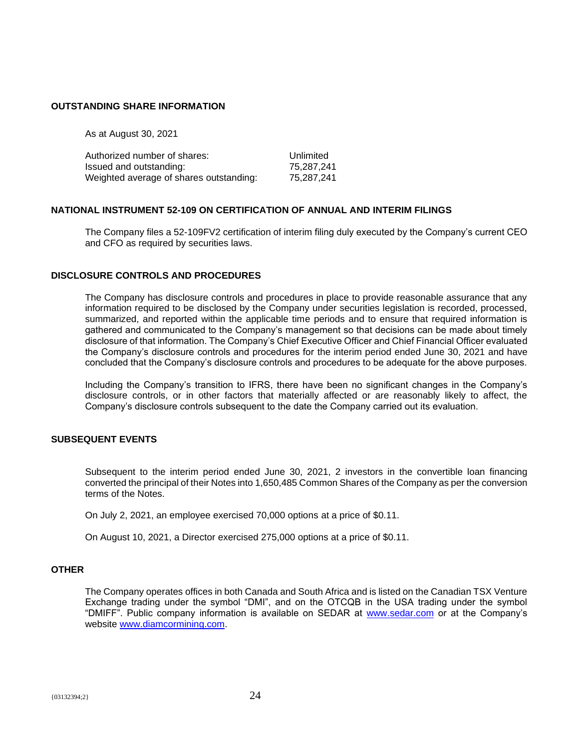## OUTSTANDING SHARE INFORMATION

As at August 30, 2021

| | |
|---|---|
| Authorized number of shares: | Unlimited |
| Issued and outstanding: | 75,287,241 |
| Weighted average of shares outstanding: | 75,287,241 |

## NATIONAL INSTRUMENT 52-109 ON CERTIFICATION OF ANNUAL AND INTERIM FILINGS

The Company files a 52-109FV2 certification of interim filing duly executed by the Company's current CEO and CFO as required by securities laws.

## DISCLOSURE CONTROLS AND PROCEDURES

The Company has disclosure controls and procedures in place to provide reasonable assurance that any information required to be disclosed by the Company under securities legislation is recorded, processed, summarized, and reported within the applicable time periods and to ensure that required information is gathered and communicated to the Company's management so that decisions can be made about timely disclosure of that information. The Company's Chief Executive Officer and Chief Financial Officer evaluated the Company's disclosure controls and procedures for the interim period ended June 30, 2021 and have concluded that the Company's disclosure controls and procedures to be adequate for the above purposes.

Including the Company's transition to IFRS, there have been no significant changes in the Company's disclosure controls, or in other factors that materially affected or are reasonably likely to affect, the Company's disclosure controls subsequent to the date the Company carried out its evaluation.

## SUBSEQUENT EVENTS

Subsequent to the interim period ended June 30, 2021, 2 investors in the convertible loan financing converted the principal of their Notes into 1,650,485 Common Shares of the Company as per the conversion terms of the Notes.

On July 2, 2021, an employee exercised 70,000 options at a price of $0.11.

On August 10, 2021, a Director exercised 275,000 options at a price of $0.11.

## OTHER

The Company operates offices in both Canada and South Africa and is listed on the Canadian TSX Venture Exchange trading under the symbol "DMI", and on the OTCQB in the USA trading under the symbol "DMIFF". Public company information is available on SEDAR at www.sedar.com or at the Company's website www.diamcormining.com.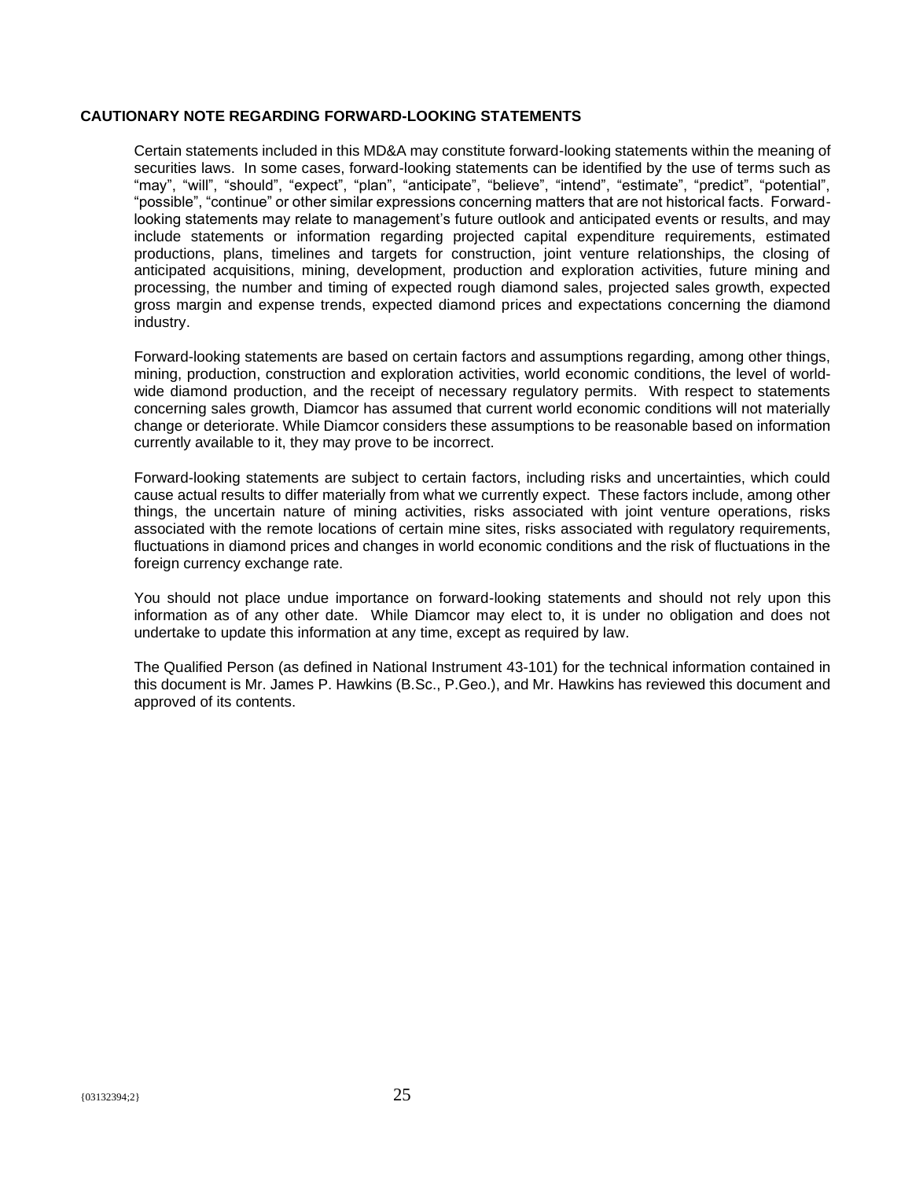**CAUTIONARY NOTE REGARDING FORWARD-LOOKING STATEMENTS**

Certain statements included in this MD&A may constitute forward-looking statements within the meaning of securities laws. In some cases, forward-looking statements can be identified by the use of terms such as "may", "will", "should", "expect", "plan", "anticipate", "believe", "intend", "estimate", "predict", "potential", "possible", "continue" or other similar expressions concerning matters that are not historical facts. Forward-looking statements may relate to management's future outlook and anticipated events or results, and may include statements or information regarding projected capital expenditure requirements, estimated productions, plans, timelines and targets for construction, joint venture relationships, the closing of anticipated acquisitions, mining, development, production and exploration activities, future mining and processing, the number and timing of expected rough diamond sales, projected sales growth, expected gross margin and expense trends, expected diamond prices and expectations concerning the diamond industry.

Forward-looking statements are based on certain factors and assumptions regarding, among other things, mining, production, construction and exploration activities, world economic conditions, the level of world-wide diamond production, and the receipt of necessary regulatory permits. With respect to statements concerning sales growth, Diamcor has assumed that current world economic conditions will not materially change or deteriorate. While Diamcor considers these assumptions to be reasonable based on information currently available to it, they may prove to be incorrect.

Forward-looking statements are subject to certain factors, including risks and uncertainties, which could cause actual results to differ materially from what we currently expect. These factors include, among other things, the uncertain nature of mining activities, risks associated with joint venture operations, risks associated with the remote locations of certain mine sites, risks associated with regulatory requirements, fluctuations in diamond prices and changes in world economic conditions and the risk of fluctuations in the foreign currency exchange rate.

You should not place undue importance on forward-looking statements and should not rely upon this information as of any other date. While Diamcor may elect to, it is under no obligation and does not undertake to update this information at any time, except as required by law.

The Qualified Person (as defined in National Instrument 43-101) for the technical information contained in this document is Mr. James P. Hawkins (B.Sc., P.Geo.), and Mr. Hawkins has reviewed this document and approved of its contents.